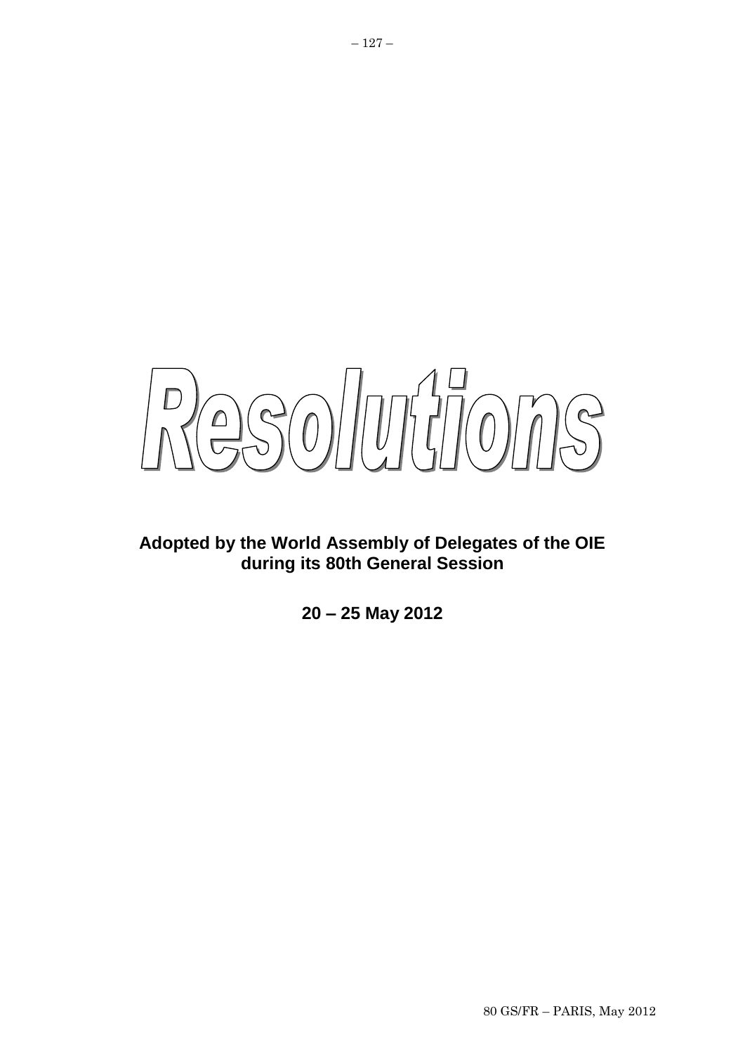# Resolutions

**Adopted by the World Assembly of Delegates of the OIE during its 80th General Session**

**20 – 25 May 2012**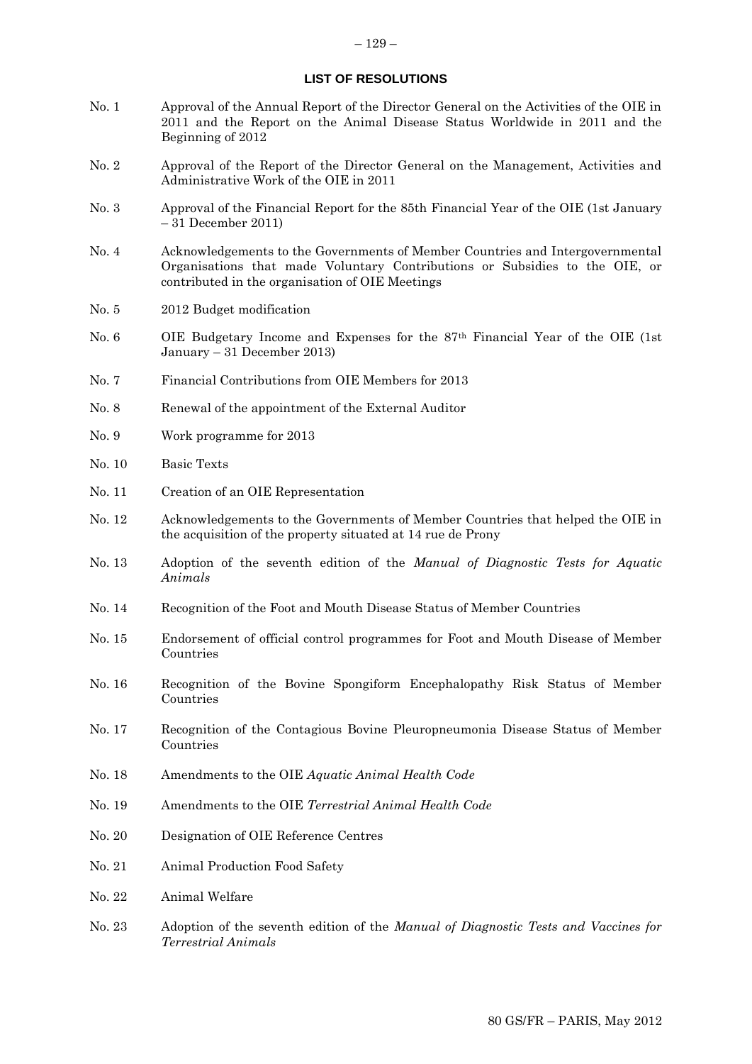## LIST OF RESOLUTIONS

| | |
|---|---|
| No. 1 | Approval of the Annual Report of the Director General on the Activities of the OIE in 2011 and the Report on the Animal Disease Status Worldwide in 2011 and the Beginning of 2012 |
| No. 2 | Approval of the Report of the Director General on the Management, Activities and Administrative Work of the OIE in 2011 |
| No. 3 | Approval of the Financial Report for the 85th Financial Year of the OIE (1st January – 31 December 2011) |
| No. 4 | Acknowledgements to the Governments of Member Countries and Intergovernmental Organisations that made Voluntary Contributions or Subsidies to the OIE, or contributed in the organisation of OIE Meetings |
| No. 5 | 2012 Budget modification |
| No. 6 | OIE Budgetary Income and Expenses for the 87th Financial Year of the OIE (1st January – 31 December 2013) |
| No. 7 | Financial Contributions from OIE Members for 2013 |
| No. 8 | Renewal of the appointment of the External Auditor |
| No. 9 | Work programme for 2013 |
| No. 10 | Basic Texts |
| No. 11 | Creation of an OIE Representation |
| No. 12 | Acknowledgements to the Governments of Member Countries that helped the OIE in the acquisition of the property situated at 14 rue de Prony |
| No. 13 | Adoption of the seventh edition of the *Manual of Diagnostic Tests for Aquatic Animals* |
| No. 14 | Recognition of the Foot and Mouth Disease Status of Member Countries |
| No. 15 | Endorsement of official control programmes for Foot and Mouth Disease of Member Countries |
| No. 16 | Recognition of the Bovine Spongiform Encephalopathy Risk Status of Member Countries |
| No. 17 | Recognition of the Contagious Bovine Pleuropneumonia Disease Status of Member Countries |
| No. 18 | Amendments to the OIE *Aquatic Animal Health Code* |
| No. 19 | Amendments to the OIE *Terrestrial Animal Health Code* |
| No. 20 | Designation of OIE Reference Centres |
| No. 21 | Animal Production Food Safety |
| No. 22 | Animal Welfare |
| No. 23 | Adoption of the seventh edition of the *Manual of Diagnostic Tests and Vaccines for Terrestrial Animals* |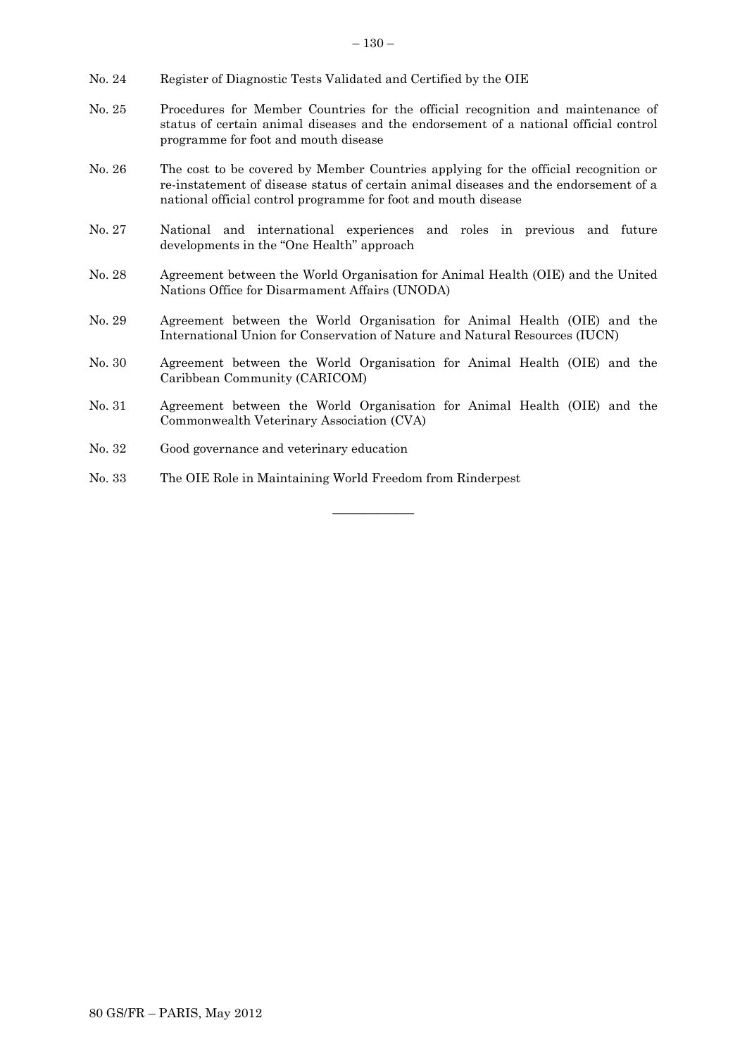No. 24 Register of Diagnostic Tests Validated and Certified by the OIE

No. 25 Procedures for Member Countries for the official recognition and maintenance of status of certain animal diseases and the endorsement of a national official control programme for foot and mouth disease

No. 26 The cost to be covered by Member Countries applying for the official recognition or re-instatement of disease status of certain animal diseases and the endorsement of a national official control programme for foot and mouth disease

No. 27 National and international experiences and roles in previous and future developments in the "One Health" approach

No. 28 Agreement between the World Organisation for Animal Health (OIE) and the United Nations Office for Disarmament Affairs (UNODA)

No. 29 Agreement between the World Organisation for Animal Health (OIE) and the International Union for Conservation of Nature and Natural Resources (IUCN)

No. 30 Agreement between the World Organisation for Animal Health (OIE) and the Caribbean Community (CARICOM)

No. 31 Agreement between the World Organisation for Animal Health (OIE) and the Commonwealth Veterinary Association (CVA)

No. 32 Good governance and veterinary education

No. 33 The OIE Role in Maintaining World Freedom from Rinderpest

---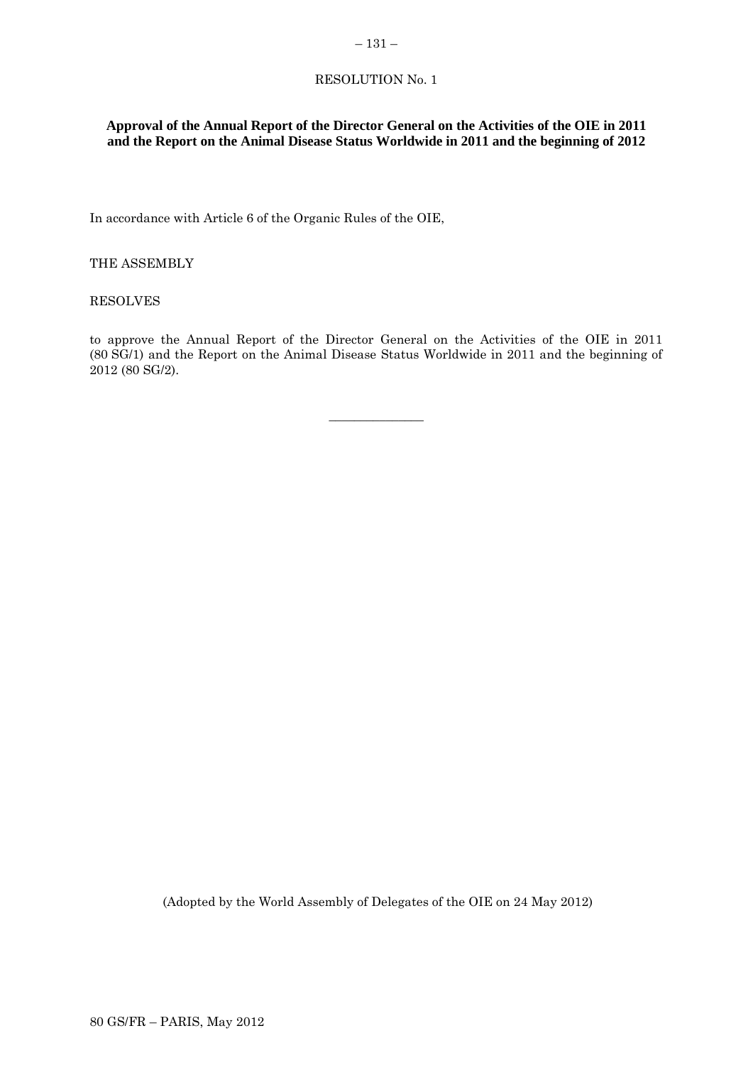RESOLUTION No. 1

**Approval of the Annual Report of the Director General on the Activities of the OIE in 2011 and the Report on the Animal Disease Status Worldwide in 2011 and the beginning of 2012**

In accordance with Article 6 of the Organic Rules of the OIE,

THE ASSEMBLY

RESOLVES

to approve the Annual Report of the Director General on the Activities of the OIE in 2011 (80 SG/1) and the Report on the Animal Disease Status Worldwide in 2011 and the beginning of 2012 (80 SG/2).

---

(Adopted by the World Assembly of Delegates of the OIE on 24 May 2012)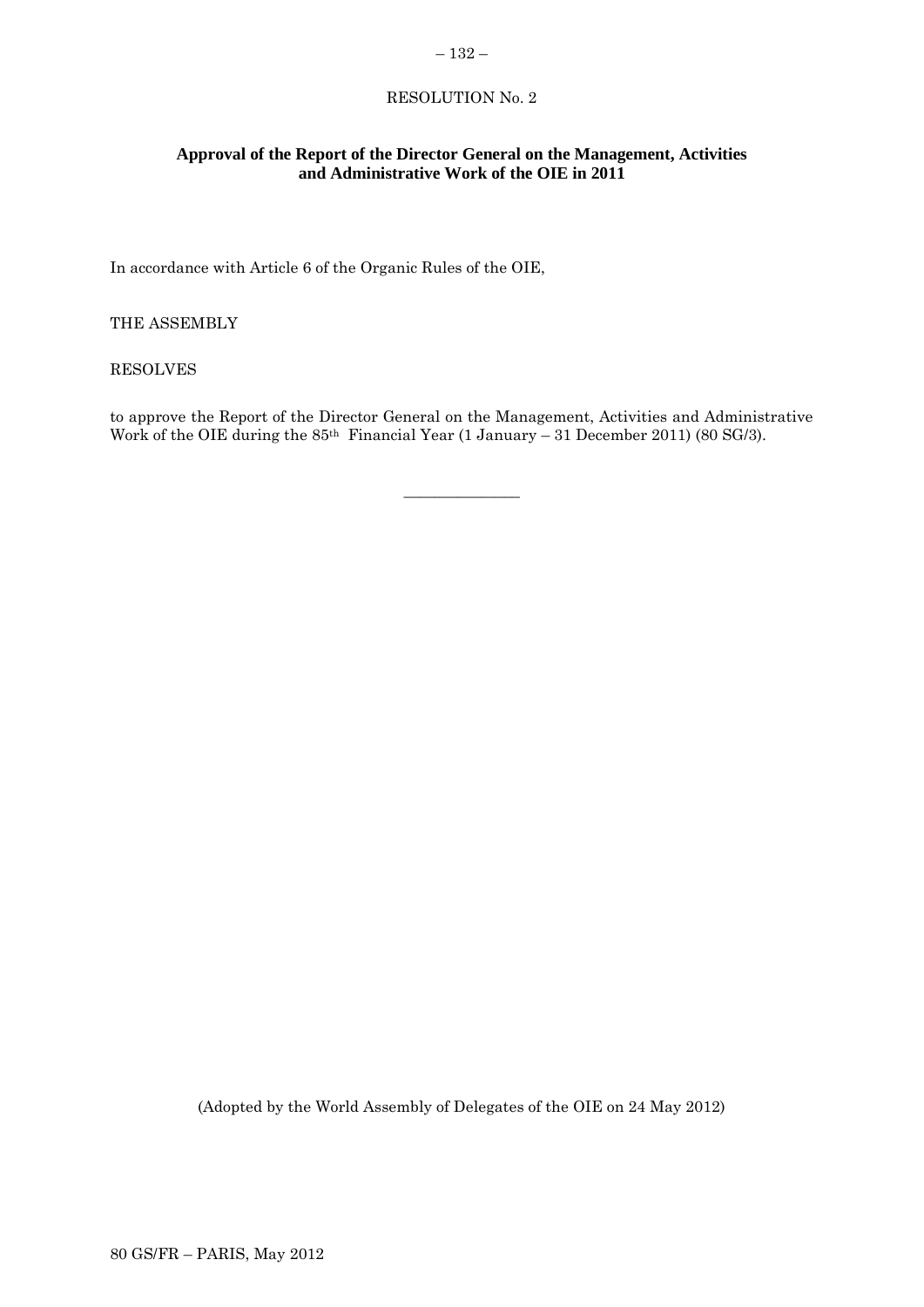RESOLUTION No. 2

**Approval of the Report of the Director General on the Management, Activities and Administrative Work of the OIE in 2011**

In accordance with Article 6 of the Organic Rules of the OIE,

THE ASSEMBLY

RESOLVES

to approve the Report of the Director General on the Management, Activities and Administrative Work of the OIE during the 85th Financial Year (1 January – 31 December 2011) (80 SG/3).

_______________

(Adopted by the World Assembly of Delegates of the OIE on 24 May 2012)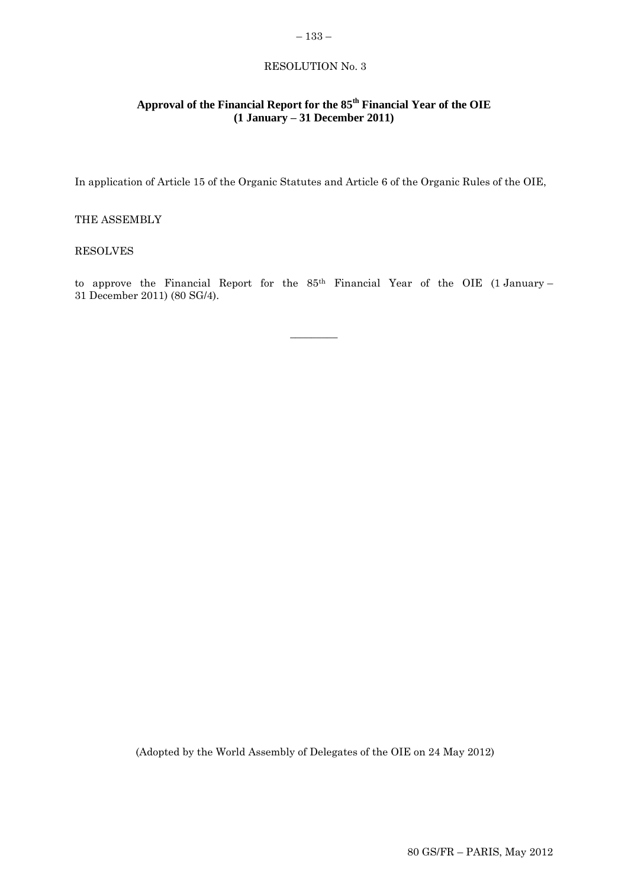RESOLUTION No. 3

## Approval of the Financial Report for the 85th Financial Year of the OIE (1 January – 31 December 2011)

In application of Article 15 of the Organic Statutes and Article 6 of the Organic Rules of the OIE,

THE ASSEMBLY

RESOLVES

to approve the Financial Report for the 85th Financial Year of the OIE (1 January – 31 December 2011) (80 SG/4).

_________

(Adopted by the World Assembly of Delegates of the OIE on 24 May 2012)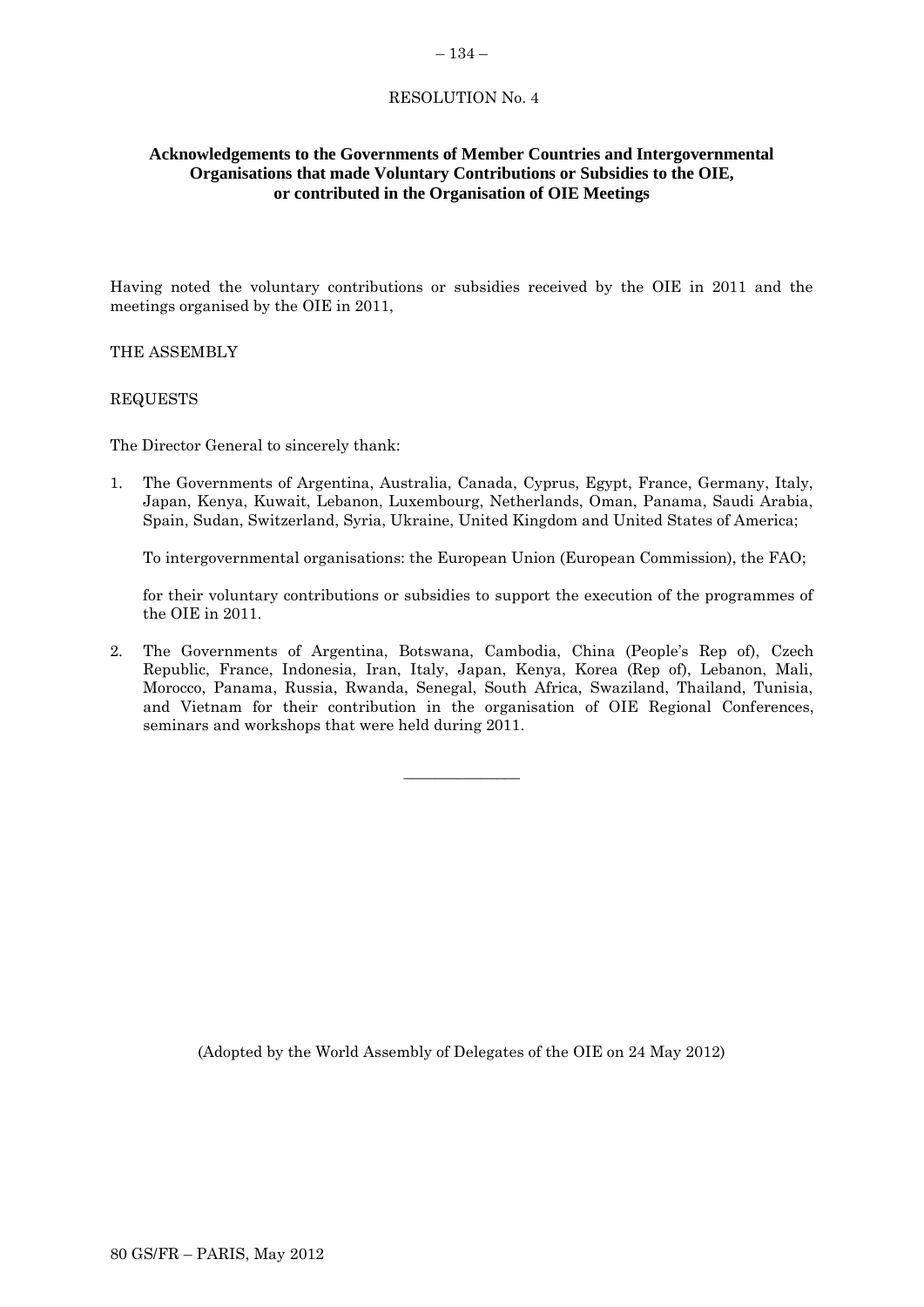RESOLUTION No. 4

## Acknowledgements to the Governments of Member Countries and Intergovernmental Organisations that made Voluntary Contributions or Subsidies to the OIE, or contributed in the Organisation of OIE Meetings

Having noted the voluntary contributions or subsidies received by the OIE in 2011 and the meetings organised by the OIE in 2011,

THE ASSEMBLY

REQUESTS

The Director General to sincerely thank:

1. The Governments of Argentina, Australia, Canada, Cyprus, Egypt, France, Germany, Italy, Japan, Kenya, Kuwait, Lebanon, Luxembourg, Netherlands, Oman, Panama, Saudi Arabia, Spain, Sudan, Switzerland, Syria, Ukraine, United Kingdom and United States of America;

   To intergovernmental organisations: the European Union (European Commission), the FAO;

   for their voluntary contributions or subsidies to support the execution of the programmes of the OIE in 2011.

2. The Governments of Argentina, Botswana, Cambodia, China (People's Rep of), Czech Republic, France, Indonesia, Iran, Italy, Japan, Kenya, Korea (Rep of), Lebanon, Mali, Morocco, Panama, Russia, Rwanda, Senegal, South Africa, Swaziland, Thailand, Tunisia, and Vietnam for their contribution in the organisation of OIE Regional Conferences, seminars and workshops that were held during 2011.

---

(Adopted by the World Assembly of Delegates of the OIE on 24 May 2012)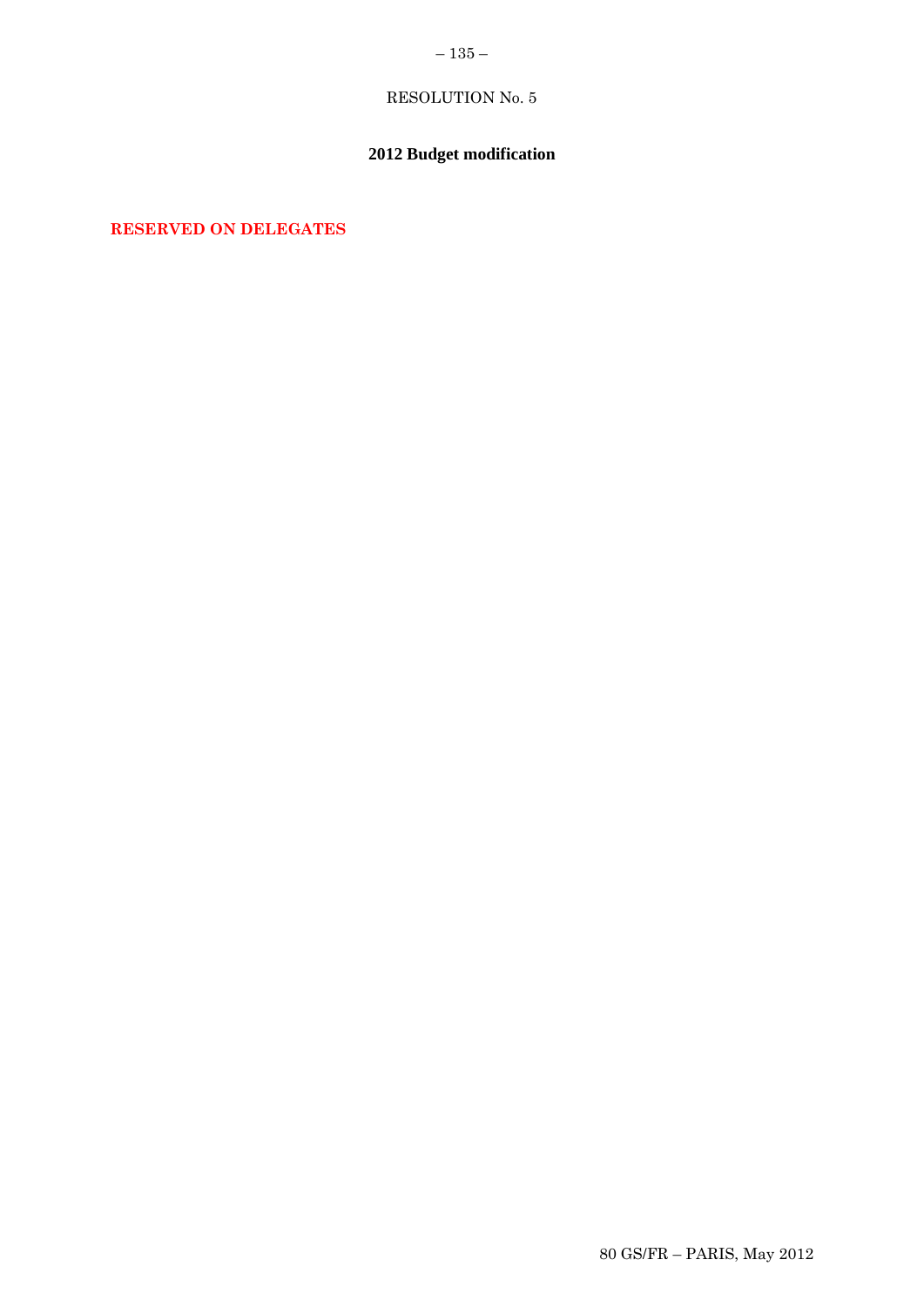RESOLUTION No. 5

## 2012 Budget modification

**RESERVED ON DELEGATES**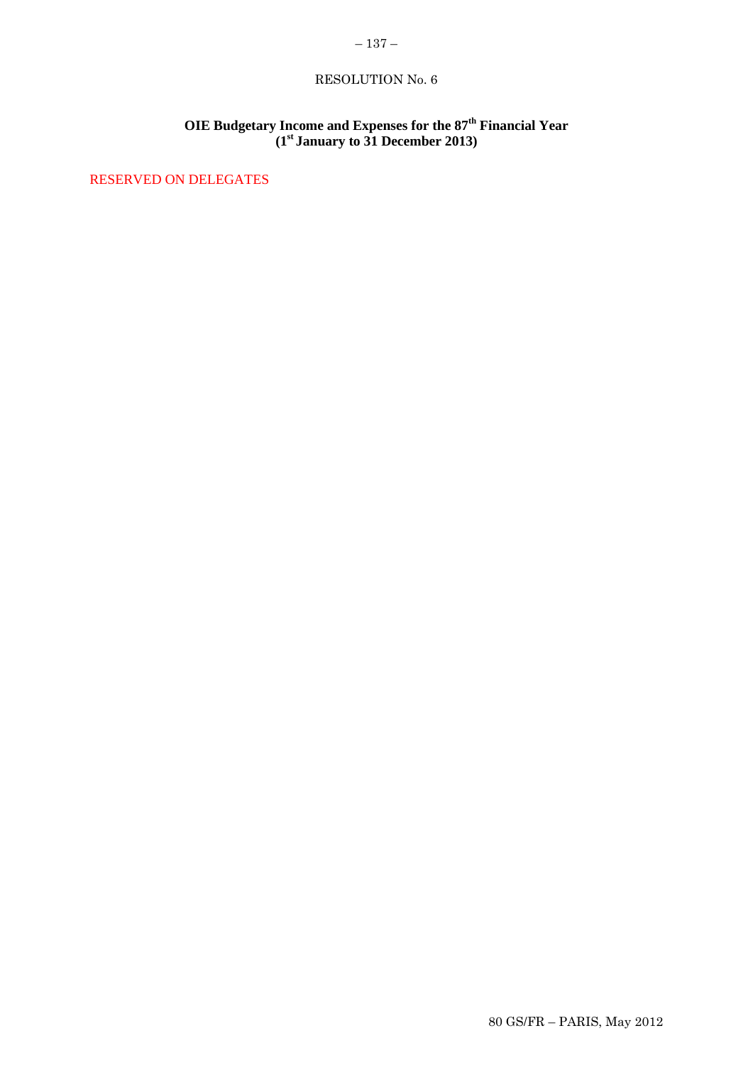RESOLUTION No. 6

**OIE Budgetary Income and Expenses for the 87th Financial Year**
**(1st January to 31 December 2013)**

RESERVED ON DELEGATES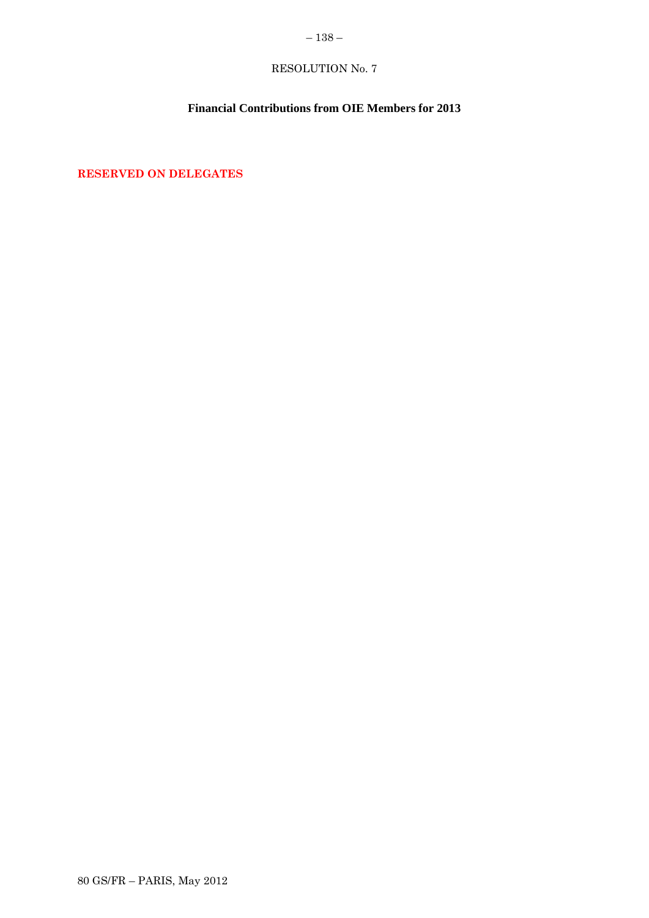RESOLUTION No. 7

**Financial Contributions from OIE Members for 2013**

**RESERVED ON DELEGATES**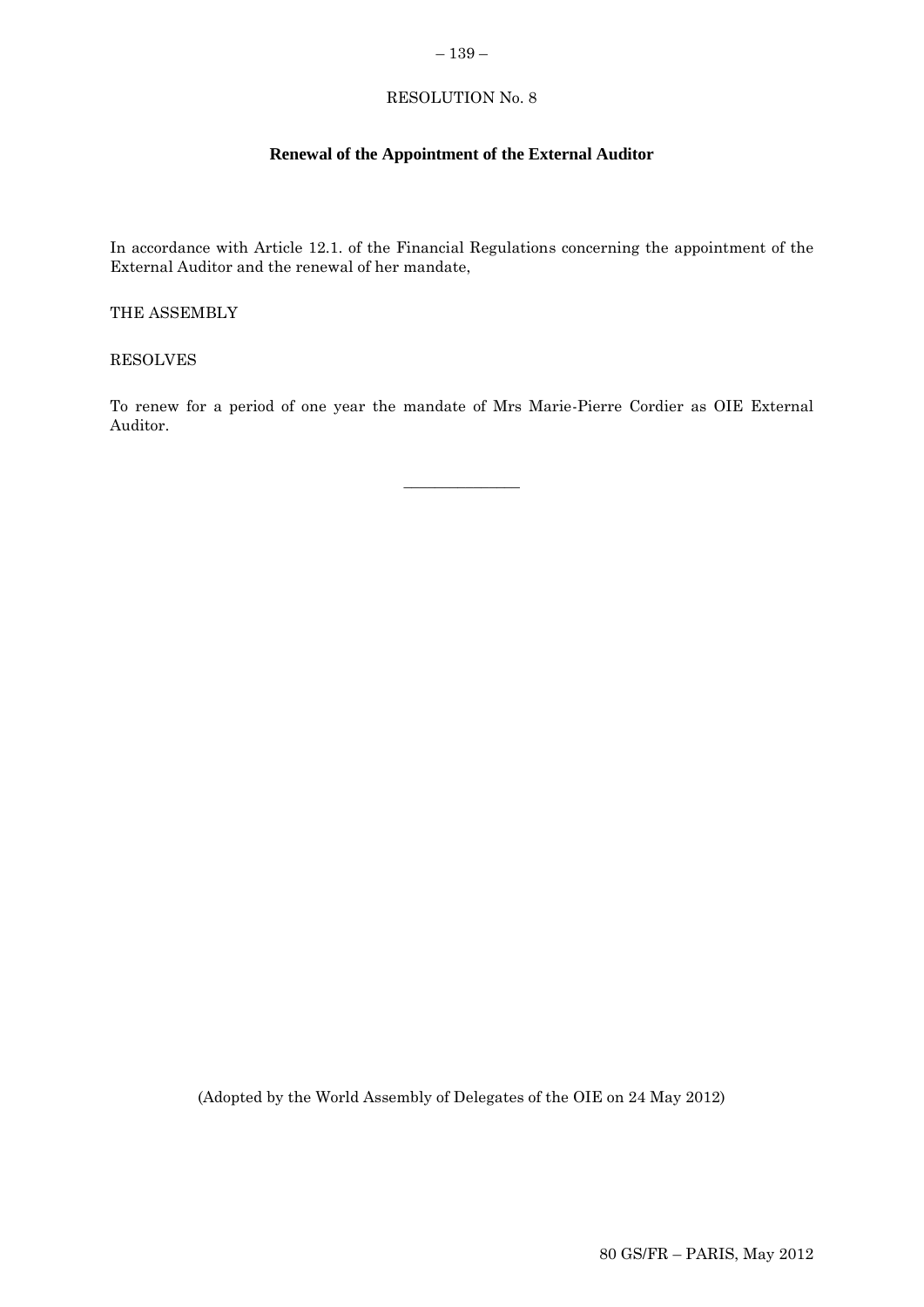RESOLUTION No. 8

**Renewal of the Appointment of the External Auditor**

In accordance with Article 12.1. of the Financial Regulations concerning the appointment of the External Auditor and the renewal of her mandate,

THE ASSEMBLY

RESOLVES

To renew for a period of one year the mandate of Mrs Marie-Pierre Cordier as OIE External Auditor.

---

(Adopted by the World Assembly of Delegates of the OIE on 24 May 2012)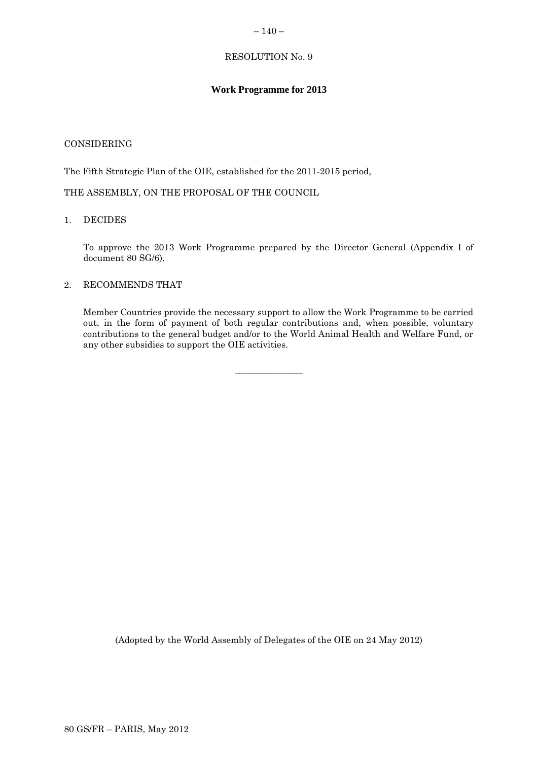RESOLUTION No. 9

**Work Programme for 2013**

CONSIDERING

The Fifth Strategic Plan of the OIE, established for the 2011-2015 period,

THE ASSEMBLY, ON THE PROPOSAL OF THE COUNCIL

1. DECIDES

   To approve the 2013 Work Programme prepared by the Director General (Appendix I of document 80 SG/6).

2. RECOMMENDS THAT

   Member Countries provide the necessary support to allow the Work Programme to be carried out, in the form of payment of both regular contributions and, when possible, voluntary contributions to the general budget and/or to the World Animal Health and Welfare Fund, or any other subsidies to support the OIE activities.

_______________

(Adopted by the World Assembly of Delegates of the OIE on 24 May 2012)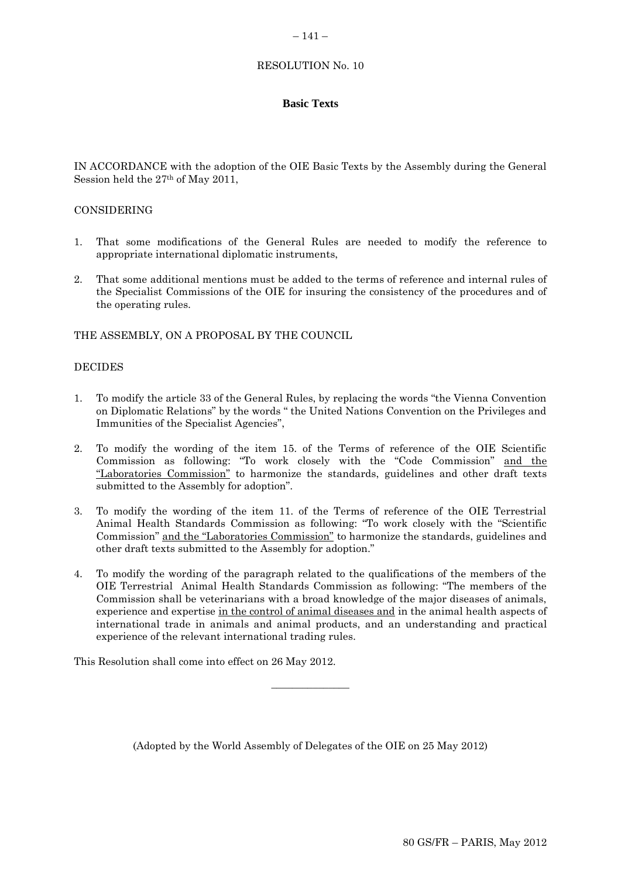RESOLUTION No. 10

**Basic Texts**

IN ACCORDANCE with the adoption of the OIE Basic Texts by the Assembly during the General Session held the 27th of May 2011,

CONSIDERING

1. That some modifications of the General Rules are needed to modify the reference to appropriate international diplomatic instruments,
2. That some additional mentions must be added to the terms of reference and internal rules of the Specialist Commissions of the OIE for insuring the consistency of the procedures and of the operating rules.

THE ASSEMBLY, ON A PROPOSAL BY THE COUNCIL

DECIDES

1. To modify the article 33 of the General Rules, by replacing the words "the Vienna Convention on Diplomatic Relations" by the words " the United Nations Convention on the Privileges and Immunities of the Specialist Agencies",
2. To modify the wording of the item 15. of the Terms of reference of the OIE Scientific Commission as following: "To work closely with the "Code Commission" <u>and the "Laboratories Commission"</u> to harmonize the standards, guidelines and other draft texts submitted to the Assembly for adoption".
3. To modify the wording of the item 11. of the Terms of reference of the OIE Terrestrial Animal Health Standards Commission as following: "To work closely with the "Scientific Commission" <u>and the "Laboratories Commission"</u> to harmonize the standards, guidelines and other draft texts submitted to the Assembly for adoption."
4. To modify the wording of the paragraph related to the qualifications of the members of the OIE Terrestrial Animal Health Standards Commission as following: "The members of the Commission shall be veterinarians with a broad knowledge of the major diseases of animals, experience and expertise <u>in the control of animal diseases and</u> in the animal health aspects of international trade in animals and animal products, and an understanding and practical experience of the relevant international trading rules.

This Resolution shall come into effect on 26 May 2012.

---

(Adopted by the World Assembly of Delegates of the OIE on 25 May 2012)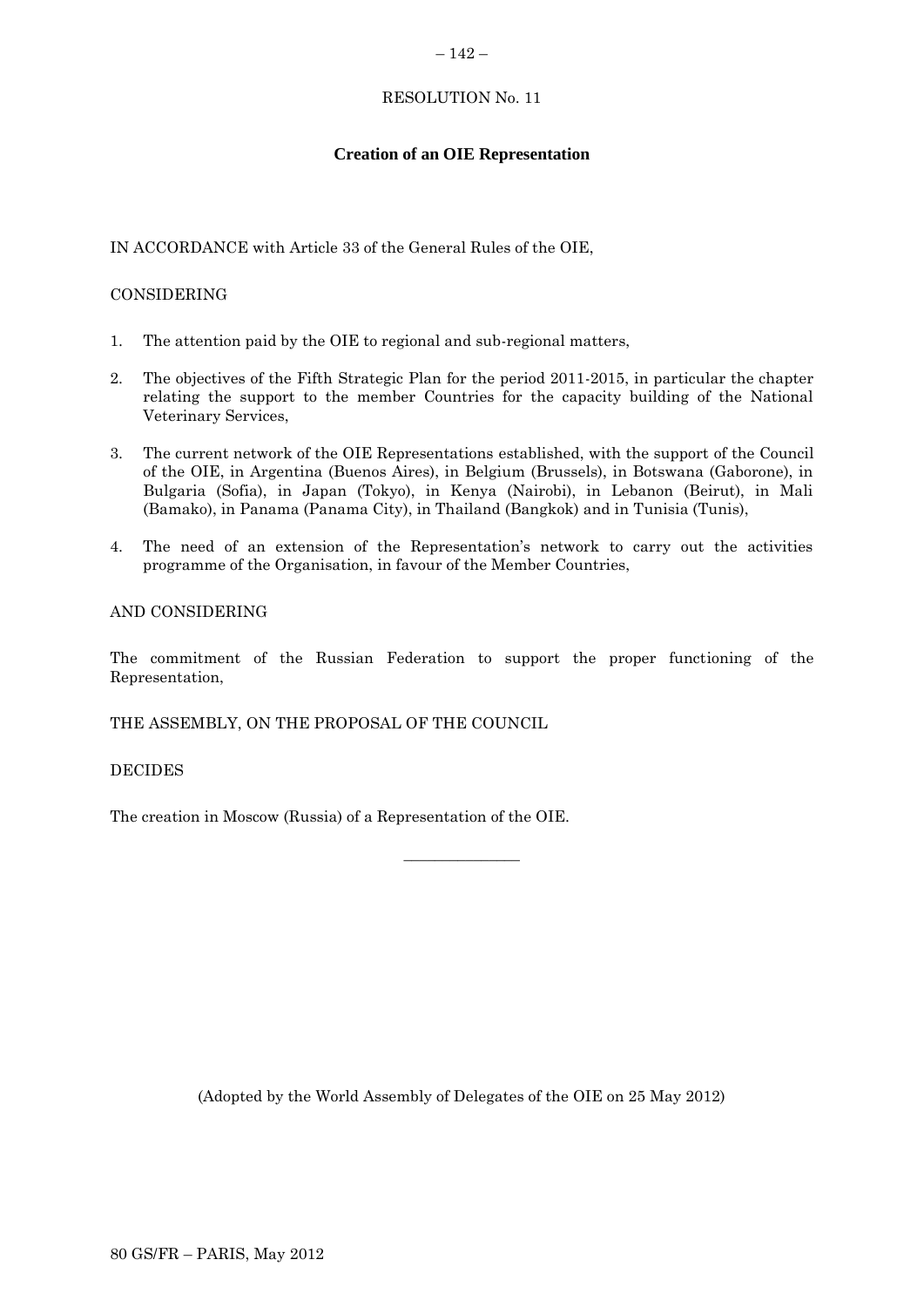RESOLUTION No. 11

**Creation of an OIE Representation**

IN ACCORDANCE with Article 33 of the General Rules of the OIE,

CONSIDERING

1. The attention paid by the OIE to regional and sub-regional matters,

2. The objectives of the Fifth Strategic Plan for the period 2011-2015, in particular the chapter relating the support to the member Countries for the capacity building of the National Veterinary Services,

3. The current network of the OIE Representations established, with the support of the Council of the OIE, in Argentina (Buenos Aires), in Belgium (Brussels), in Botswana (Gaborone), in Bulgaria (Sofia), in Japan (Tokyo), in Kenya (Nairobi), in Lebanon (Beirut), in Mali (Bamako), in Panama (Panama City), in Thailand (Bangkok) and in Tunisia (Tunis),

4. The need of an extension of the Representation's network to carry out the activities programme of the Organisation, in favour of the Member Countries,

AND CONSIDERING

The commitment of the Russian Federation to support the proper functioning of the Representation,

THE ASSEMBLY, ON THE PROPOSAL OF THE COUNCIL

DECIDES

The creation in Moscow (Russia) of a Representation of the OIE.

_______________

(Adopted by the World Assembly of Delegates of the OIE on 25 May 2012)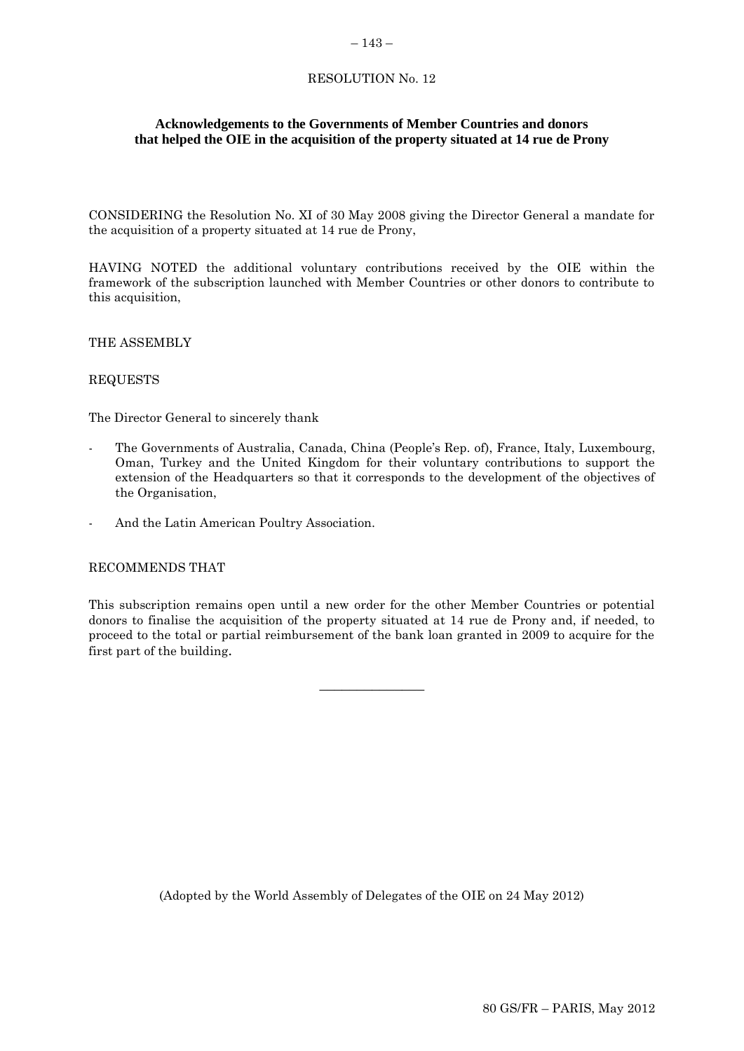RESOLUTION No. 12

## Acknowledgements to the Governments of Member Countries and donors that helped the OIE in the acquisition of the property situated at 14 rue de Prony

CONSIDERING the Resolution No. XI of 30 May 2008 giving the Director General a mandate for the acquisition of a property situated at 14 rue de Prony,

HAVING NOTED the additional voluntary contributions received by the OIE within the framework of the subscription launched with Member Countries or other donors to contribute to this acquisition,

THE ASSEMBLY

REQUESTS

The Director General to sincerely thank

- The Governments of Australia, Canada, China (People's Rep. of), France, Italy, Luxembourg, Oman, Turkey and the United Kingdom for their voluntary contributions to support the extension of the Headquarters so that it corresponds to the development of the objectives of the Organisation,
- And the Latin American Poultry Association.

RECOMMENDS THAT

This subscription remains open until a new order for the other Member Countries or potential donors to finalise the acquisition of the property situated at 14 rue de Prony and, if needed, to proceed to the total or partial reimbursement of the bank loan granted in 2009 to acquire for the first part of the building.

---

(Adopted by the World Assembly of Delegates of the OIE on 24 May 2012)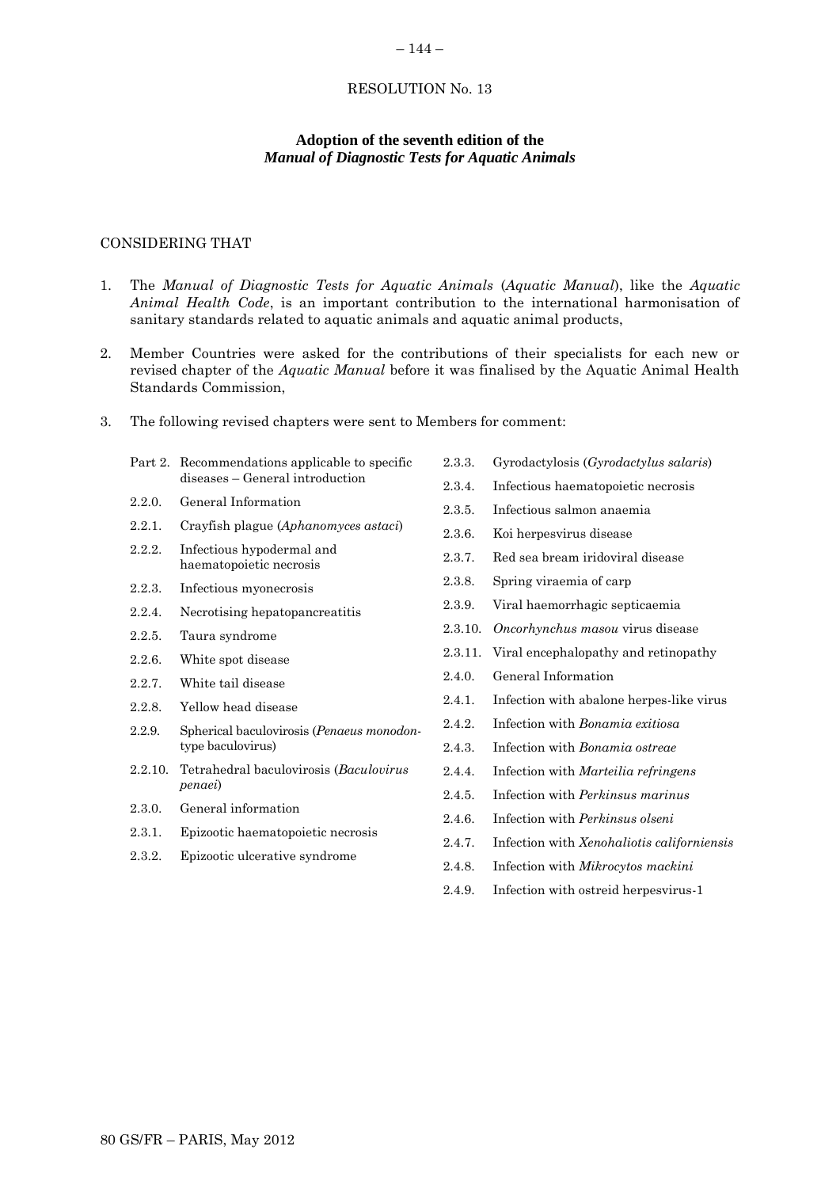RESOLUTION No. 13

**Adoption of the seventh edition of the**
***Manual of Diagnostic Tests for Aquatic Animals***

CONSIDERING THAT

1. The *Manual of Diagnostic Tests for Aquatic Animals* (*Aquatic Manual*), like the *Aquatic Animal Health Code*, is an important contribution to the international harmonisation of sanitary standards related to aquatic animals and aquatic animal products,

2. Member Countries were asked for the contributions of their specialists for each new or revised chapter of the *Aquatic Manual* before it was finalised by the Aquatic Animal Health Standards Commission,

3. The following revised chapters were sent to Members for comment:

| | |
|---|---|
| Part 2. | Recommendations applicable to specific diseases – General introduction |
| 2.2.0. | General Information |
| 2.2.1. | Crayfish plague (*Aphanomyces astaci*) |
| 2.2.2. | Infectious hypodermal and haematopoietic necrosis |
| 2.2.3. | Infectious myonecrosis |
| 2.2.4. | Necrotising hepatopancreatitis |
| 2.2.5. | Taura syndrome |
| 2.2.6. | White spot disease |
| 2.2.7. | White tail disease |
| 2.2.8. | Yellow head disease |
| 2.2.9. | Spherical baculovirosis (*Penaeus monodon*-type baculovirus) |
| 2.2.10. | Tetrahedral baculovirosis (*Baculovirus penaei*) |
| 2.3.0. | General information |
| 2.3.1. | Epizootic haematopoietic necrosis |
| 2.3.2. | Epizootic ulcerative syndrome |
| 2.3.3. | Gyrodactylosis (*Gyrodactylus salaris*) |
| 2.3.4. | Infectious haematopoietic necrosis |
| 2.3.5. | Infectious salmon anaemia |
| 2.3.6. | Koi herpesvirus disease |
| 2.3.7. | Red sea bream iridoviral disease |
| 2.3.8. | Spring viraemia of carp |
| 2.3.9. | Viral haemorrhagic septicaemia |
| 2.3.10. | *Oncorhynchus masou* virus disease |
| 2.3.11. | Viral encephalopathy and retinopathy |
| 2.4.0. | General Information |
| 2.4.1. | Infection with abalone herpes-like virus |
| 2.4.2. | Infection with *Bonamia exitiosa* |
| 2.4.3. | Infection with *Bonamia ostreae* |
| 2.4.4. | Infection with *Marteilia refringens* |
| 2.4.5. | Infection with *Perkinsus marinus* |
| 2.4.6. | Infection with *Perkinsus olseni* |
| 2.4.7. | Infection with *Xenohaliotis californiensis* |
| 2.4.8. | Infection with *Mikrocytos mackini* |
| 2.4.9. | Infection with ostreid herpesvirus-1 |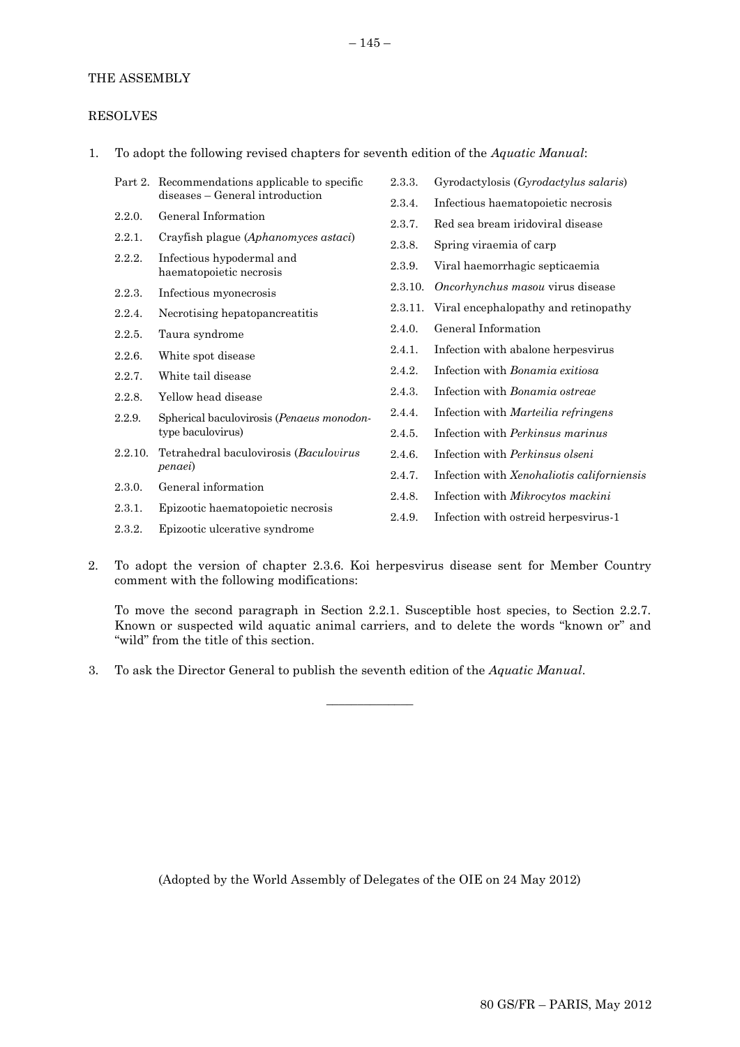THE ASSEMBLY

RESOLVES

1. To adopt the following revised chapters for seventh edition of the *Aquatic Manual*:

   - Part 2. Recommendations applicable to specific diseases – General introduction
   - 2.2.0. General Information
   - 2.2.1. Crayfish plague (*Aphanomyces astaci*)
   - 2.2.2. Infectious hypodermal and haematopoietic necrosis
   - 2.2.3. Infectious myonecrosis
   - 2.2.4. Necrotising hepatopancreatitis
   - 2.2.5. Taura syndrome
   - 2.2.6. White spot disease
   - 2.2.7. White tail disease
   - 2.2.8. Yellow head disease
   - 2.2.9. Spherical baculovirosis (*Penaeus monodon*-type baculovirus)
   - 2.2.10. Tetrahedral baculovirosis (*Baculovirus penaei*)
   - 2.3.0. General information
   - 2.3.1. Epizootic haematopoietic necrosis
   - 2.3.2. Epizootic ulcerative syndrome
   - 2.3.3. Gyrodactylosis (*Gyrodactylus salaris*)
   - 2.3.4. Infectious haematopoietic necrosis
   - 2.3.7. Red sea bream iridoviral disease
   - 2.3.8. Spring viraemia of carp
   - 2.3.9. Viral haemorrhagic septicaemia
   - 2.3.10. *Oncorhynchus masou* virus disease
   - 2.3.11. Viral encephalopathy and retinopathy
   - 2.4.0. General Information
   - 2.4.1. Infection with abalone herpesvirus
   - 2.4.2. Infection with *Bonamia exitiosa*
   - 2.4.3. Infection with *Bonamia ostreae*
   - 2.4.4. Infection with *Marteilia refringens*
   - 2.4.5. Infection with *Perkinsus marinus*
   - 2.4.6. Infection with *Perkinsus olseni*
   - 2.4.7. Infection with *Xenohaliotis californiensis*
   - 2.4.8. Infection with *Mikrocytos mackini*
   - 2.4.9. Infection with ostreid herpesvirus-1

2. To adopt the version of chapter 2.3.6. Koi herpesvirus disease sent for Member Country comment with the following modifications:

   To move the second paragraph in Section 2.2.1. Susceptible host species, to Section 2.2.7. Known or suspected wild aquatic animal carriers, and to delete the words "known or" and "wild" from the title of this section.

3. To ask the Director General to publish the seventh edition of the *Aquatic Manual*.

---

(Adopted by the World Assembly of Delegates of the OIE on 24 May 2012)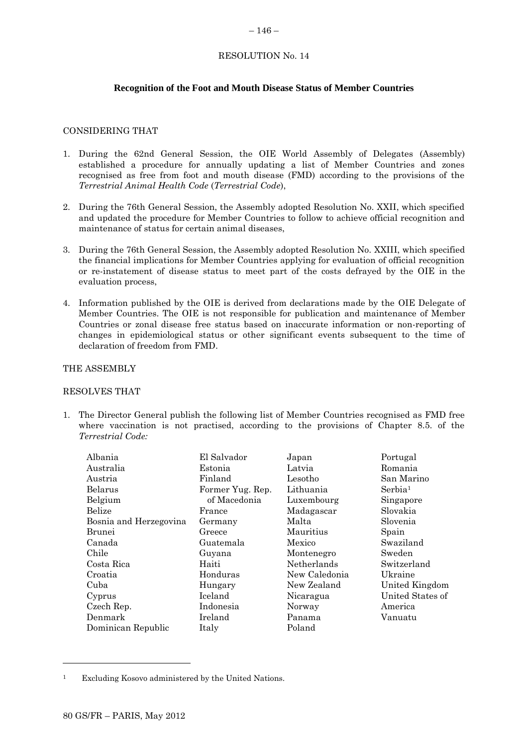RESOLUTION No. 14

## Recognition of the Foot and Mouth Disease Status of Member Countries

CONSIDERING THAT

1. During the 62nd General Session, the OIE World Assembly of Delegates (Assembly) established a procedure for annually updating a list of Member Countries and zones recognised as free from foot and mouth disease (FMD) according to the provisions of the *Terrestrial Animal Health Code* (*Terrestrial Code*),

2. During the 76th General Session, the Assembly adopted Resolution No. XXII, which specified and updated the procedure for Member Countries to follow to achieve official recognition and maintenance of status for certain animal diseases,

3. During the 76th General Session, the Assembly adopted Resolution No. XXIII, which specified the financial implications for Member Countries applying for evaluation of official recognition or re-instatement of disease status to meet part of the costs defrayed by the OIE in the evaluation process,

4. Information published by the OIE is derived from declarations made by the OIE Delegate of Member Countries. The OIE is not responsible for publication and maintenance of Member Countries or zonal disease free status based on inaccurate information or non-reporting of changes in epidemiological status or other significant events subsequent to the time of declaration of freedom from FMD.

THE ASSEMBLY

RESOLVES THAT

1. The Director General publish the following list of Member Countries recognised as FMD free where vaccination is not practised, according to the provisions of Chapter 8.5. of the *Terrestrial Code:*

Albania
Australia
Austria
Belarus
Belgium
Belize
Bosnia and Herzegovina
Brunei
Canada
Chile
Costa Rica
Croatia
Cuba
Cyprus
Czech Rep.
Denmark
Dominican Republic
El Salvador
Estonia
Finland
Former Yug. Rep. of Macedonia
France
Germany
Greece
Guatemala
Guyana
Haiti
Honduras
Hungary
Iceland
Indonesia
Ireland
Italy
Japan
Latvia
Lesotho
Lithuania
Luxembourg
Madagascar
Malta
Mauritius
Mexico
Montenegro
Netherlands
New Caledonia
New Zealand
Nicaragua
Norway
Panama
Poland
Portugal
Romania
San Marino
Serbia[1]
Singapore
Slovakia
Slovenia
Spain
Swaziland
Sweden
Switzerland
Ukraine
United Kingdom
United States of America
Vanuatu

[1] Excluding Kosovo administered by the United Nations.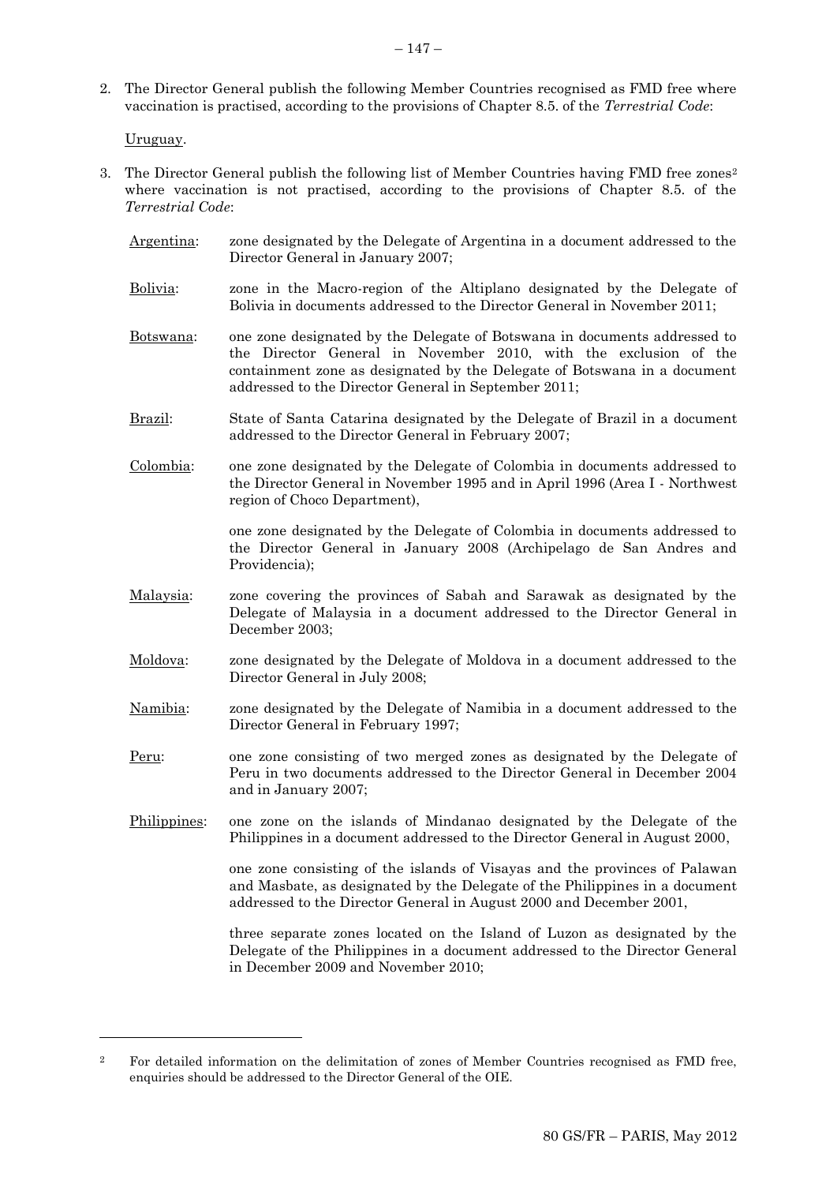2. The Director General publish the following Member Countries recognised as FMD free where vaccination is practised, according to the provisions of Chapter 8.5. of the *Terrestrial Code*:

   Uruguay.

3. The Director General publish the following list of Member Countries having FMD free zones[2] where vaccination is not practised, according to the provisions of Chapter 8.5. of the *Terrestrial Code*:

   Argentina: zone designated by the Delegate of Argentina in a document addressed to the Director General in January 2007;

   Bolivia: zone in the Macro-region of the Altiplano designated by the Delegate of Bolivia in documents addressed to the Director General in November 2011;

   Botswana: one zone designated by the Delegate of Botswana in documents addressed to the Director General in November 2010, with the exclusion of the containment zone as designated by the Delegate of Botswana in a document addressed to the Director General in September 2011;

   Brazil: State of Santa Catarina designated by the Delegate of Brazil in a document addressed to the Director General in February 2007;

   Colombia: one zone designated by the Delegate of Colombia in documents addressed to the Director General in November 1995 and in April 1996 (Area I - Northwest region of Choco Department),

   one zone designated by the Delegate of Colombia in documents addressed to the Director General in January 2008 (Archipelago de San Andres and Providencia);

   Malaysia: zone covering the provinces of Sabah and Sarawak as designated by the Delegate of Malaysia in a document addressed to the Director General in December 2003;

   Moldova: zone designated by the Delegate of Moldova in a document addressed to the Director General in July 2008;

   Namibia: zone designated by the Delegate of Namibia in a document addressed to the Director General in February 1997;

   Peru: one zone consisting of two merged zones as designated by the Delegate of Peru in two documents addressed to the Director General in December 2004 and in January 2007;

   Philippines: one zone on the islands of Mindanao designated by the Delegate of the Philippines in a document addressed to the Director General in August 2000,

   one zone consisting of the islands of Visayas and the provinces of Palawan and Masbate, as designated by the Delegate of the Philippines in a document addressed to the Director General in August 2000 and December 2001,

   three separate zones located on the Island of Luzon as designated by the Delegate of the Philippines in a document addressed to the Director General in December 2009 and November 2010;

---

[2] For detailed information on the delimitation of zones of Member Countries recognised as FMD free, enquiries should be addressed to the Director General of the OIE.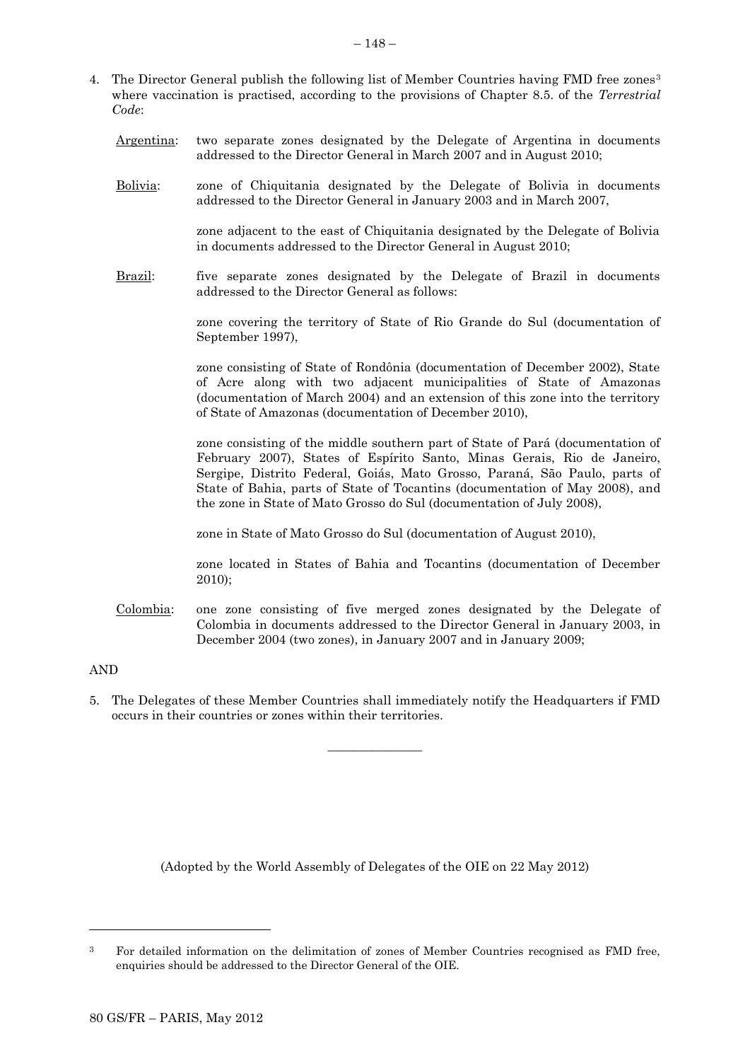4. The Director General publish the following list of Member Countries having FMD free zones[3] where vaccination is practised, according to the provisions of Chapter 8.5. of the *Terrestrial Code*:

   Argentina: two separate zones designated by the Delegate of Argentina in documents addressed to the Director General in March 2007 and in August 2010;

   Bolivia: zone of Chiquitania designated by the Delegate of Bolivia in documents addressed to the Director General in January 2003 and in March 2007,

   zone adjacent to the east of Chiquitania designated by the Delegate of Bolivia in documents addressed to the Director General in August 2010;

   Brazil: five separate zones designated by the Delegate of Brazil in documents addressed to the Director General as follows:

   zone covering the territory of State of Rio Grande do Sul (documentation of September 1997),

   zone consisting of State of Rondônia (documentation of December 2002), State of Acre along with two adjacent municipalities of State of Amazonas (documentation of March 2004) and an extension of this zone into the territory of State of Amazonas (documentation of December 2010),

   zone consisting of the middle southern part of State of Pará (documentation of February 2007), States of Espírito Santo, Minas Gerais, Rio de Janeiro, Sergipe, Distrito Federal, Goiás, Mato Grosso, Paraná, São Paulo, parts of State of Bahia, parts of State of Tocantins (documentation of May 2008), and the zone in State of Mato Grosso do Sul (documentation of July 2008),

   zone in State of Mato Grosso do Sul (documentation of August 2010),

   zone located in States of Bahia and Tocantins (documentation of December 2010);

   Colombia: one zone consisting of five merged zones designated by the Delegate of Colombia in documents addressed to the Director General in January 2003, in December 2004 (two zones), in January 2007 and in January 2009;

AND

5. The Delegates of these Member Countries shall immediately notify the Headquarters if FMD occurs in their countries or zones within their territories.

_______________

(Adopted by the World Assembly of Delegates of the OIE on 22 May 2012)

[3] For detailed information on the delimitation of zones of Member Countries recognised as FMD free, enquiries should be addressed to the Director General of the OIE.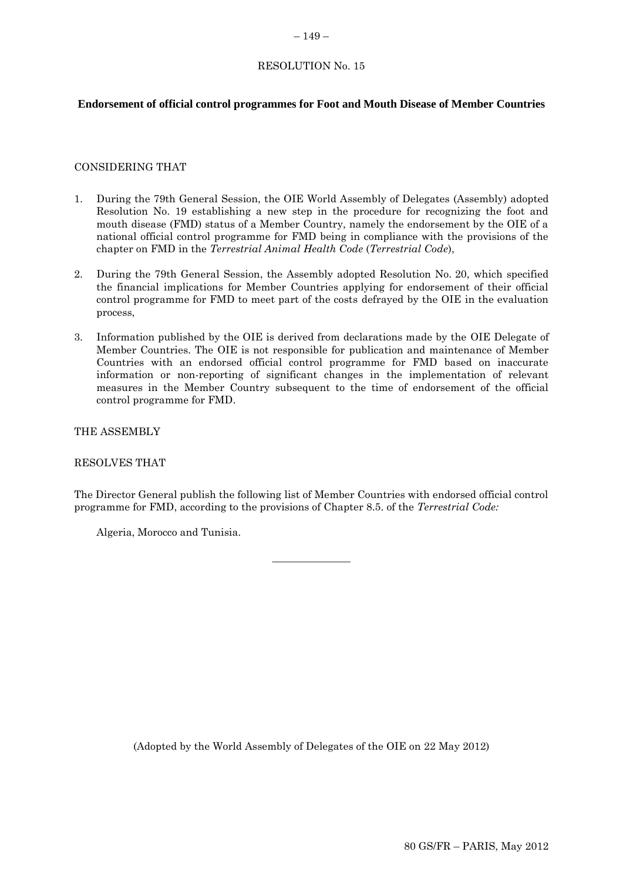RESOLUTION No. 15

**Endorsement of official control programmes for Foot and Mouth Disease of Member Countries**

CONSIDERING THAT

1. During the 79th General Session, the OIE World Assembly of Delegates (Assembly) adopted Resolution No. 19 establishing a new step in the procedure for recognizing the foot and mouth disease (FMD) status of a Member Country, namely the endorsement by the OIE of a national official control programme for FMD being in compliance with the provisions of the chapter on FMD in the *Terrestrial Animal Health Code* (*Terrestrial Code*),

2. During the 79th General Session, the Assembly adopted Resolution No. 20, which specified the financial implications for Member Countries applying for endorsement of their official control programme for FMD to meet part of the costs defrayed by the OIE in the evaluation process,

3. Information published by the OIE is derived from declarations made by the OIE Delegate of Member Countries. The OIE is not responsible for publication and maintenance of Member Countries with an endorsed official control programme for FMD based on inaccurate information or non-reporting of significant changes in the implementation of relevant measures in the Member Country subsequent to the time of endorsement of the official control programme for FMD.

THE ASSEMBLY

RESOLVES THAT

The Director General publish the following list of Member Countries with endorsed official control programme for FMD, according to the provisions of Chapter 8.5. of the *Terrestrial Code:*

Algeria, Morocco and Tunisia.

---

(Adopted by the World Assembly of Delegates of the OIE on 22 May 2012)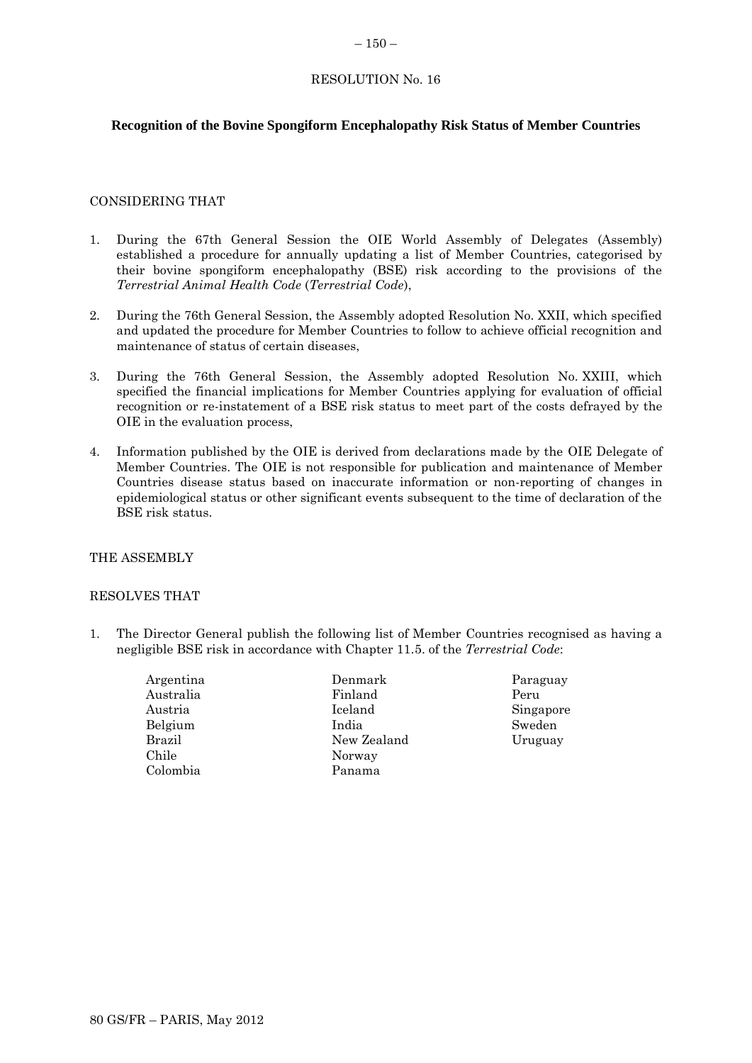RESOLUTION No. 16

**Recognition of the Bovine Spongiform Encephalopathy Risk Status of Member Countries**

CONSIDERING THAT

1. During the 67th General Session the OIE World Assembly of Delegates (Assembly) established a procedure for annually updating a list of Member Countries, categorised by their bovine spongiform encephalopathy (BSE) risk according to the provisions of the *Terrestrial Animal Health Code* (*Terrestrial Code*),

2. During the 76th General Session, the Assembly adopted Resolution No. XXII, which specified and updated the procedure for Member Countries to follow to achieve official recognition and maintenance of status of certain diseases,

3. During the 76th General Session, the Assembly adopted Resolution No. XXIII, which specified the financial implications for Member Countries applying for evaluation of official recognition or re-instatement of a BSE risk status to meet part of the costs defrayed by the OIE in the evaluation process,

4. Information published by the OIE is derived from declarations made by the OIE Delegate of Member Countries. The OIE is not responsible for publication and maintenance of Member Countries disease status based on inaccurate information or non-reporting of changes in epidemiological status or other significant events subsequent to the time of declaration of the BSE risk status.

THE ASSEMBLY

RESOLVES THAT

1. The Director General publish the following list of Member Countries recognised as having a negligible BSE risk in accordance with Chapter 11.5. of the *Terrestrial Code*:

Argentina
Australia
Austria
Belgium
Brazil
Chile
Colombia
Denmark
Finland
Iceland
India
New Zealand
Norway
Panama
Paraguay
Peru
Singapore
Sweden
Uruguay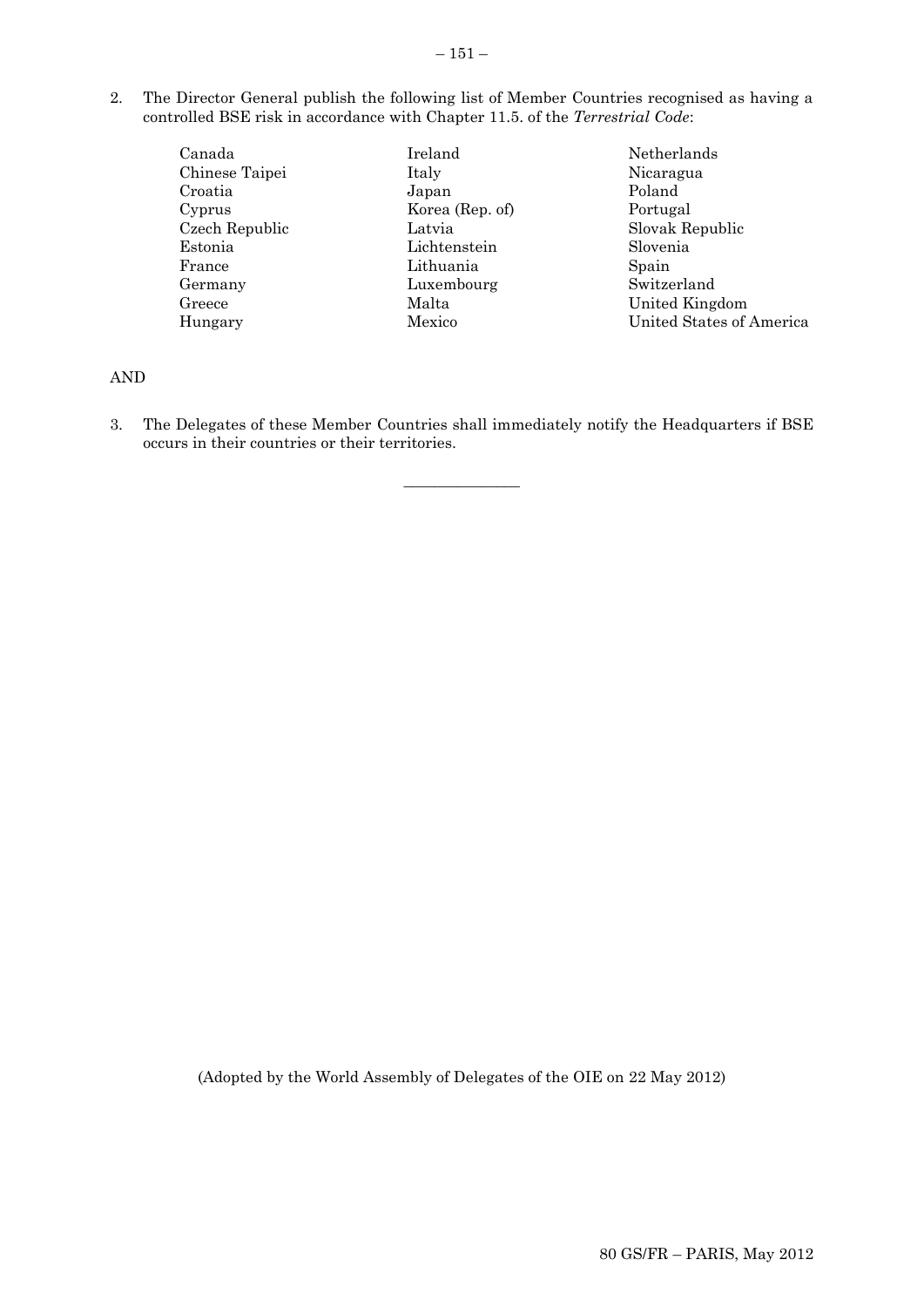2. The Director General publish the following list of Member Countries recognised as having a controlled BSE risk in accordance with Chapter 11.5. of the *Terrestrial Code*:

| | | |
|---|---|---|
| Canada | Ireland | Netherlands |
| Chinese Taipei | Italy | Nicaragua |
| Croatia | Japan | Poland |
| Cyprus | Korea (Rep. of) | Portugal |
| Czech Republic | Latvia | Slovak Republic |
| Estonia | Lichtenstein | Slovenia |
| France | Lithuania | Spain |
| Germany | Luxembourg | Switzerland |
| Greece | Malta | United Kingdom |
| Hungary | Mexico | United States of America |

AND

3. The Delegates of these Member Countries shall immediately notify the Headquarters if BSE occurs in their countries or their territories.

---

(Adopted by the World Assembly of Delegates of the OIE on 22 May 2012)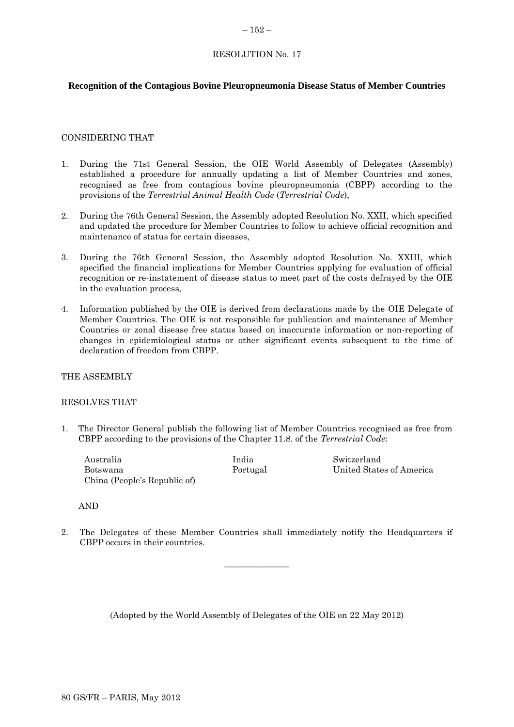RESOLUTION No. 17

## Recognition of the Contagious Bovine Pleuropneumonia Disease Status of Member Countries

CONSIDERING THAT

1. During the 71st General Session, the OIE World Assembly of Delegates (Assembly) established a procedure for annually updating a list of Member Countries and zones, recognised as free from contagious bovine pleuropneumonia (CBPP) according to the provisions of the *Terrestrial Animal Health Code* (*Terrestrial Code*),

2. During the 76th General Session, the Assembly adopted Resolution No. XXII, which specified and updated the procedure for Member Countries to follow to achieve official recognition and maintenance of status for certain diseases,

3. During the 76th General Session, the Assembly adopted Resolution No. XXIII, which specified the financial implications for Member Countries applying for evaluation of official recognition or re-instatement of disease status to meet part of the costs defrayed by the OIE in the evaluation process,

4. Information published by the OIE is derived from declarations made by the OIE Delegate of Member Countries. The OIE is not responsible for publication and maintenance of Member Countries or zonal disease free status based on inaccurate information or non-reporting of changes in epidemiological status or other significant events subsequent to the time of declaration of freedom from CBPP.

THE ASSEMBLY

RESOLVES THAT

1. The Director General publish the following list of Member Countries recognised as free from CBPP according to the provisions of the Chapter 11.8. of the *Terrestrial Code*:

   Australia
   Botswana
   China (People's Republic of)
   India
   Portugal
   Switzerland
   United States of America

   AND

2. The Delegates of these Member Countries shall immediately notify the Headquarters if CBPP occurs in their countries.

---

(Adopted by the World Assembly of Delegates of the OIE on 22 May 2012)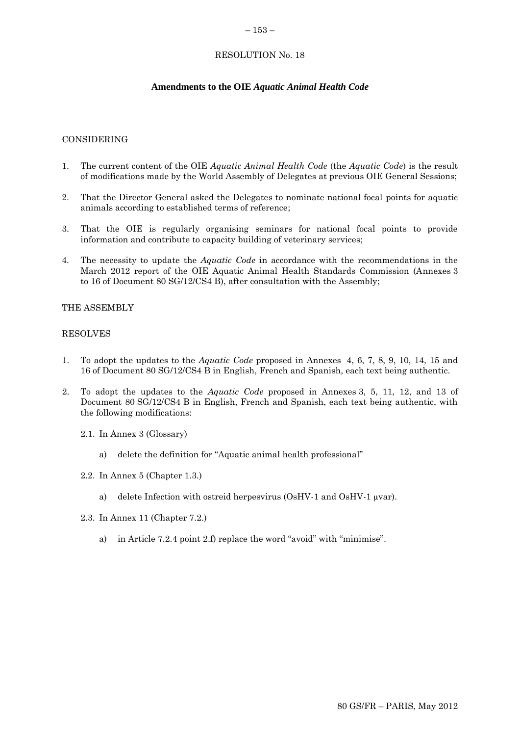RESOLUTION No. 18

## Amendments to the OIE *Aquatic Animal Health Code*

CONSIDERING

1. The current content of the OIE *Aquatic Animal Health Code* (the *Aquatic Code*) is the result of modifications made by the World Assembly of Delegates at previous OIE General Sessions;

2. That the Director General asked the Delegates to nominate national focal points for aquatic animals according to established terms of reference;

3. That the OIE is regularly organising seminars for national focal points to provide information and contribute to capacity building of veterinary services;

4. The necessity to update the *Aquatic Code* in accordance with the recommendations in the March 2012 report of the OIE Aquatic Animal Health Standards Commission (Annexes 3 to 16 of Document 80 SG/12/CS4 B), after consultation with the Assembly;

THE ASSEMBLY

RESOLVES

1. To adopt the updates to the *Aquatic Code* proposed in Annexes 4, 6, 7, 8, 9, 10, 14, 15 and 16 of Document 80 SG/12/CS4 B in English, French and Spanish, each text being authentic.

2. To adopt the updates to the *Aquatic Code* proposed in Annexes 3, 5, 11, 12, and 13 of Document 80 SG/12/CS4 B in English, French and Spanish, each text being authentic, with the following modifications:

   2.1. In Annex 3 (Glossary)

   a) delete the definition for "Aquatic animal health professional"

   2.2. In Annex 5 (Chapter 1.3.)

   a) delete Infection with ostreid herpesvirus (OsHV-1 and OsHV-1 μvar).

   2.3. In Annex 11 (Chapter 7.2.)

   a) in Article 7.2.4 point 2.f) replace the word "avoid" with "minimise".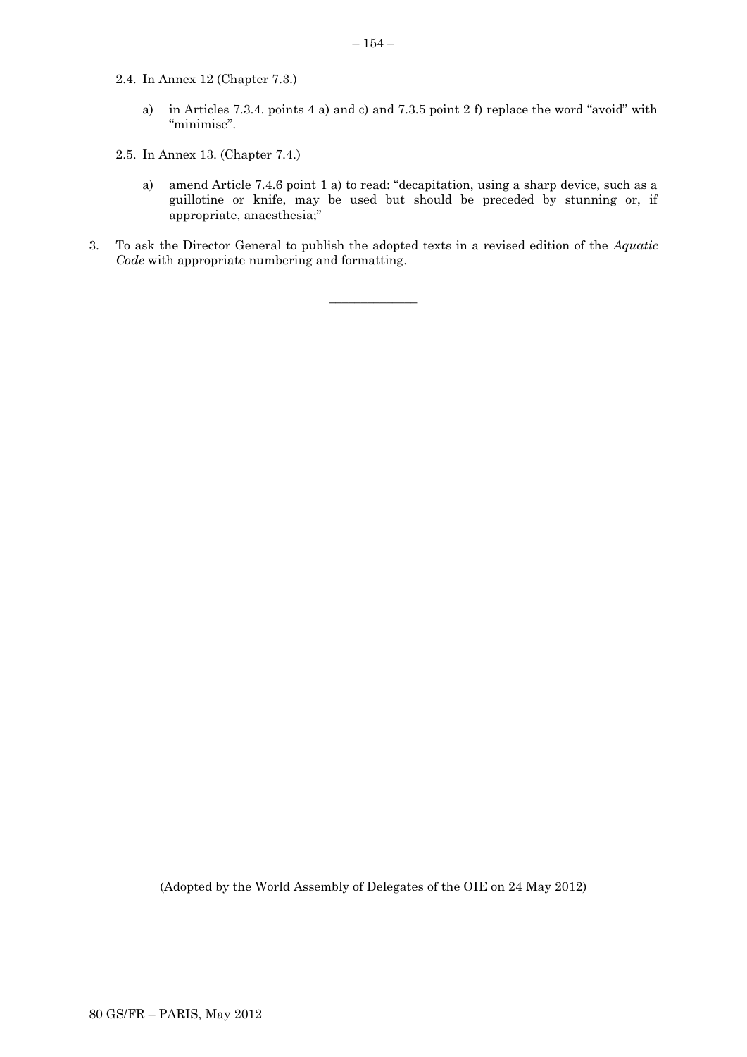2.4. In Annex 12 (Chapter 7.3.)

   a) in Articles 7.3.4. points 4 a) and c) and 7.3.5 point 2 f) replace the word "avoid" with "minimise".

2.5. In Annex 13. (Chapter 7.4.)

   a) amend Article 7.4.6 point 1 a) to read: "decapitation, using a sharp device, such as a guillotine or knife, may be used but should be preceded by stunning or, if appropriate, anaesthesia;"

3. To ask the Director General to publish the adopted texts in a revised edition of the *Aquatic Code* with appropriate numbering and formatting.

_______________

(Adopted by the World Assembly of Delegates of the OIE on 24 May 2012)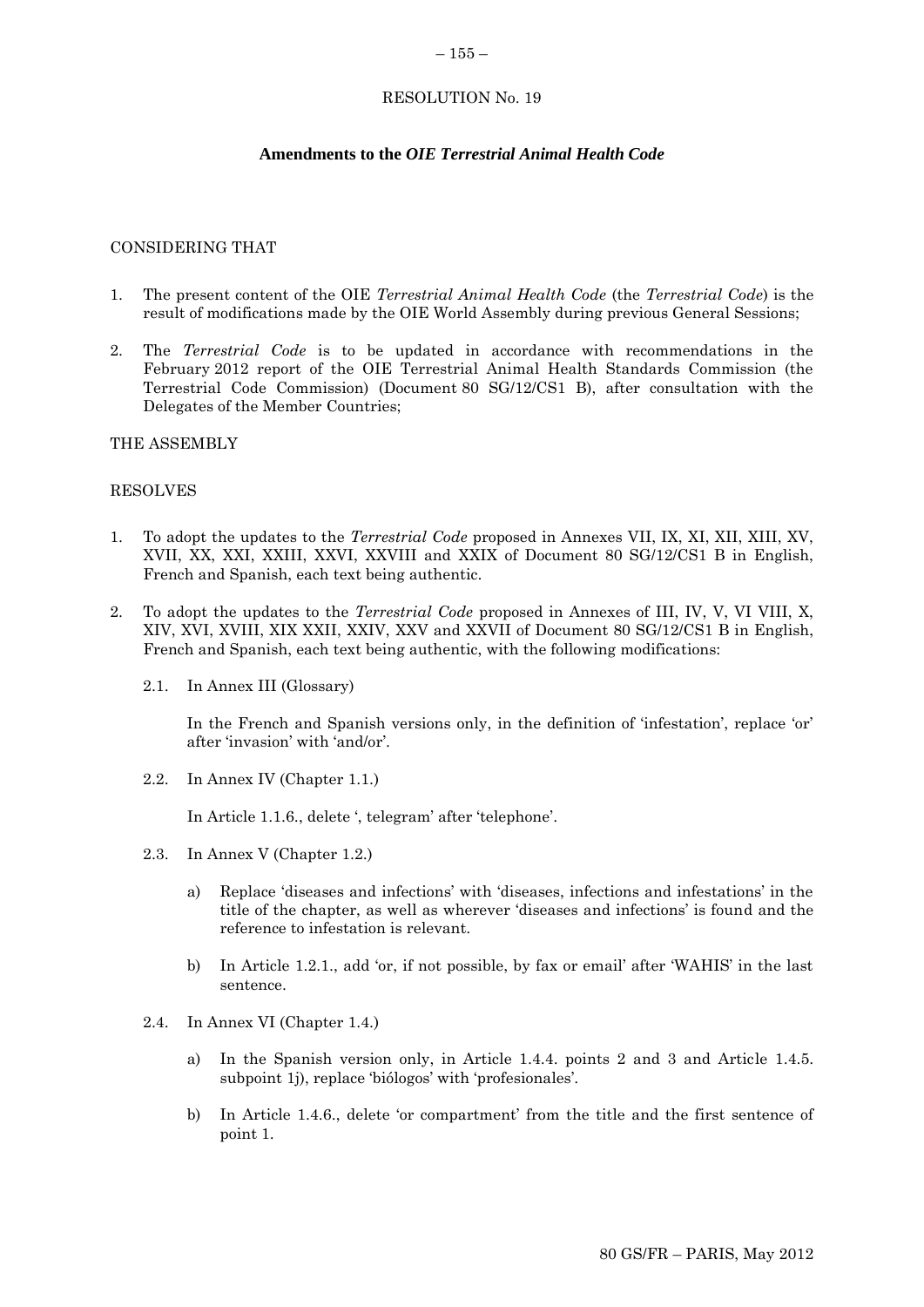RESOLUTION No. 19

## Amendments to the *OIE Terrestrial Animal Health Code*

CONSIDERING THAT

1. The present content of the OIE *Terrestrial Animal Health Code* (the *Terrestrial Code*) is the result of modifications made by the OIE World Assembly during previous General Sessions;

2. The *Terrestrial Code* is to be updated in accordance with recommendations in the February 2012 report of the OIE Terrestrial Animal Health Standards Commission (the Terrestrial Code Commission) (Document 80 SG/12/CS1 B), after consultation with the Delegates of the Member Countries;

THE ASSEMBLY

RESOLVES

1. To adopt the updates to the *Terrestrial Code* proposed in Annexes VII, IX, XI, XII, XIII, XV, XVII, XX, XXI, XXIII, XXVI, XXVIII and XXIX of Document 80 SG/12/CS1 B in English, French and Spanish, each text being authentic.

2. To adopt the updates to the *Terrestrial Code* proposed in Annexes of III, IV, V, VI VIII, X, XIV, XVI, XVIII, XIX XXII, XXIV, XXV and XXVII of Document 80 SG/12/CS1 B in English, French and Spanish, each text being authentic, with the following modifications:

   2.1. In Annex III (Glossary)

   In the French and Spanish versions only, in the definition of 'infestation', replace 'or' after 'invasion' with 'and/or'.

   2.2. In Annex IV (Chapter 1.1.)

   In Article 1.1.6., delete ', telegram' after 'telephone'.

   2.3. In Annex V (Chapter 1.2.)

   a) Replace 'diseases and infections' with 'diseases, infections and infestations' in the title of the chapter, as well as wherever 'diseases and infections' is found and the reference to infestation is relevant.

   b) In Article 1.2.1., add 'or, if not possible, by fax or email' after 'WAHIS' in the last sentence.

   2.4. In Annex VI (Chapter 1.4.)

   a) In the Spanish version only, in Article 1.4.4. points 2 and 3 and Article 1.4.5. subpoint 1j), replace 'biólogos' with 'profesionales'.

   b) In Article 1.4.6., delete 'or compartment' from the title and the first sentence of point 1.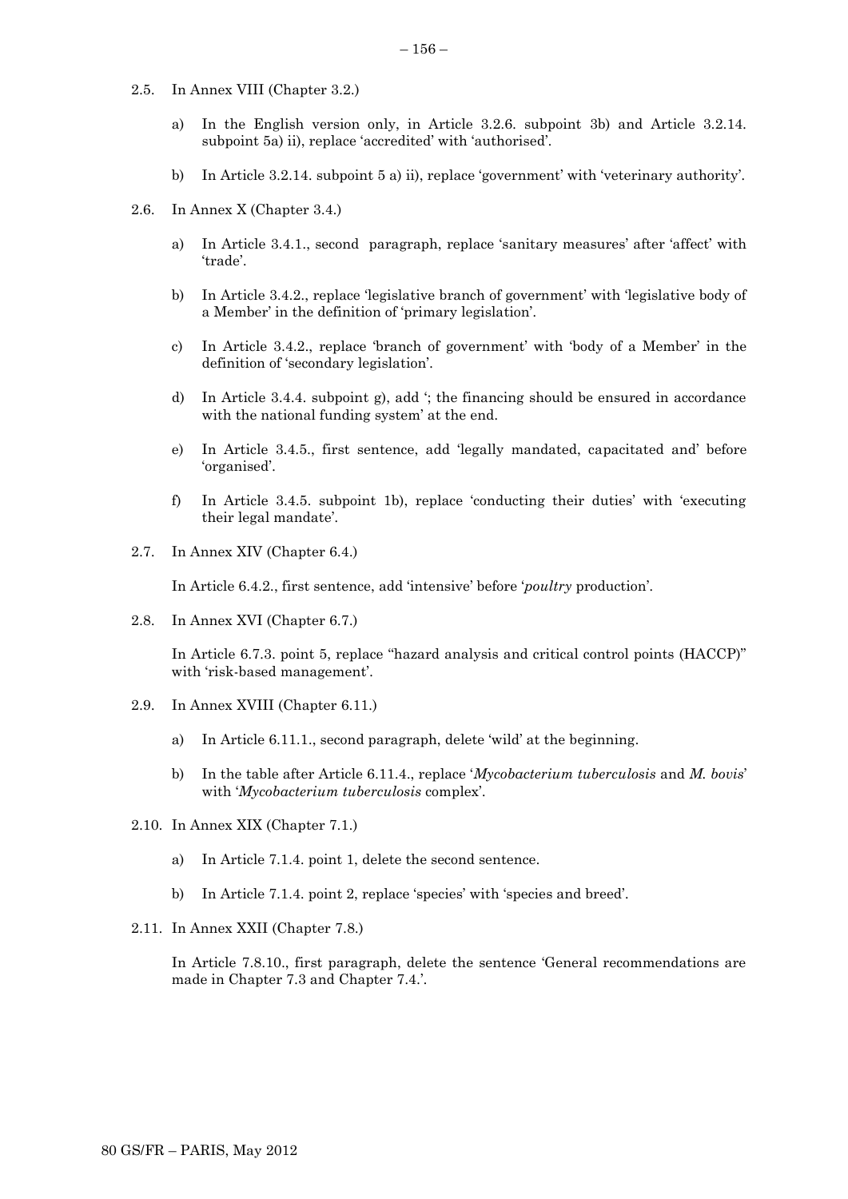2.5. In Annex VIII (Chapter 3.2.)

a) In the English version only, in Article 3.2.6. subpoint 3b) and Article 3.2.14. subpoint 5a) ii), replace 'accredited' with 'authorised'.

b) In Article 3.2.14. subpoint 5 a) ii), replace 'government' with 'veterinary authority'.

2.6. In Annex X (Chapter 3.4.)

a) In Article 3.4.1., second paragraph, replace 'sanitary measures' after 'affect' with 'trade'.

b) In Article 3.4.2., replace 'legislative branch of government' with 'legislative body of a Member' in the definition of 'primary legislation'.

c) In Article 3.4.2., replace 'branch of government' with 'body of a Member' in the definition of 'secondary legislation'.

d) In Article 3.4.4. subpoint g), add '; the financing should be ensured in accordance with the national funding system' at the end.

e) In Article 3.4.5., first sentence, add 'legally mandated, capacitated and' before 'organised'.

f) In Article 3.4.5. subpoint 1b), replace 'conducting their duties' with 'executing their legal mandate'.

2.7. In Annex XIV (Chapter 6.4.)

In Article 6.4.2., first sentence, add 'intensive' before '*poultry* production'.

2.8. In Annex XVI (Chapter 6.7.)

In Article 6.7.3. point 5, replace "hazard analysis and critical control points (HACCP)" with 'risk-based management'.

2.9. In Annex XVIII (Chapter 6.11.)

a) In Article 6.11.1., second paragraph, delete 'wild' at the beginning.

b) In the table after Article 6.11.4., replace '*Mycobacterium tuberculosis* and *M. bovis*' with '*Mycobacterium tuberculosis* complex'.

2.10. In Annex XIX (Chapter 7.1.)

a) In Article 7.1.4. point 1, delete the second sentence.

b) In Article 7.1.4. point 2, replace 'species' with 'species and breed'.

2.11. In Annex XXII (Chapter 7.8.)

In Article 7.8.10., first paragraph, delete the sentence 'General recommendations are made in Chapter 7.3 and Chapter 7.4.'.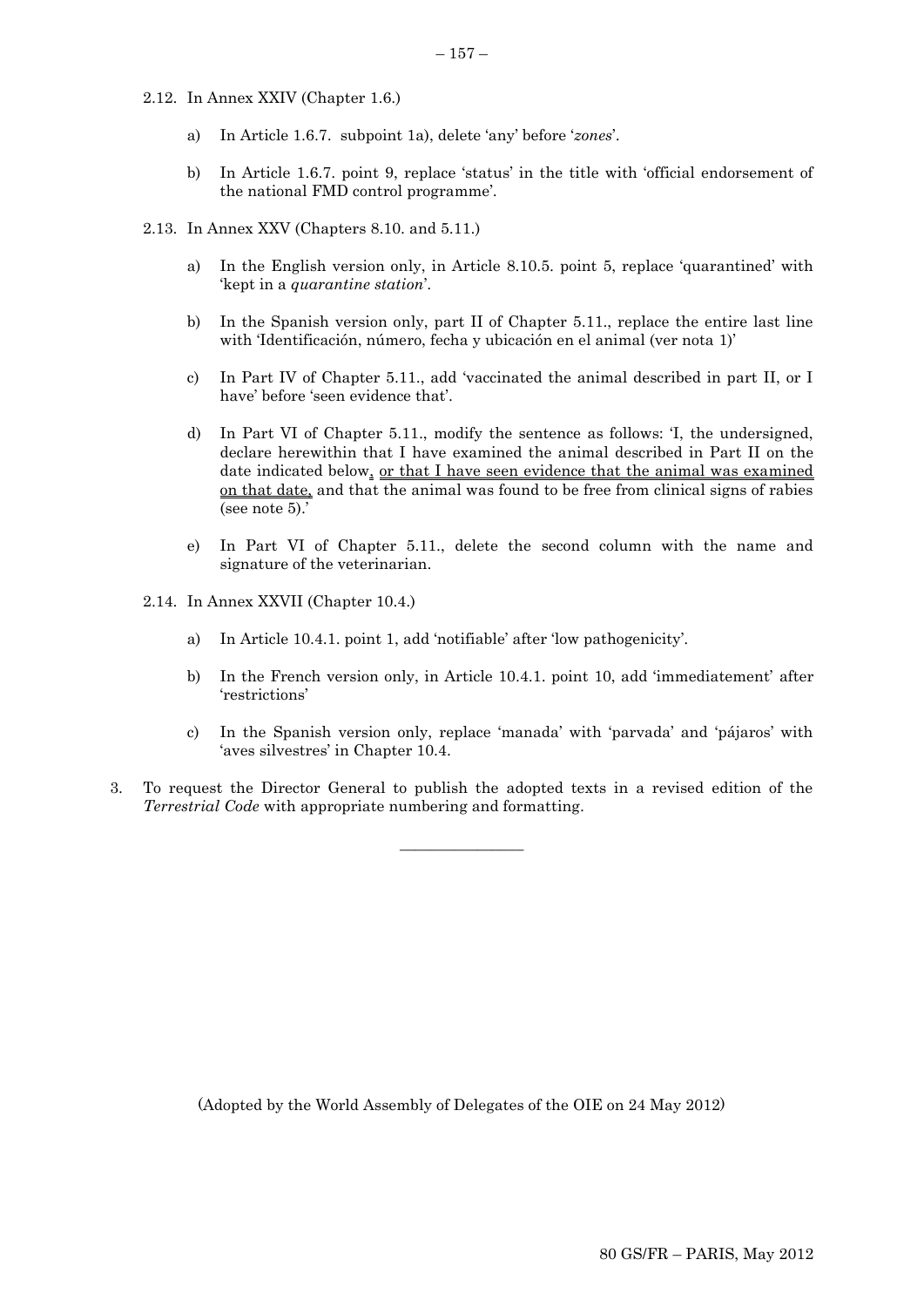2.12. In Annex XXIV (Chapter 1.6.)

   a) In Article 1.6.7. subpoint 1a), delete 'any' before '*zones*'.

   b) In Article 1.6.7. point 9, replace 'status' in the title with 'official endorsement of the national FMD control programme'.

2.13. In Annex XXV (Chapters 8.10. and 5.11.)

   a) In the English version only, in Article 8.10.5. point 5, replace 'quarantined' with 'kept in a *quarantine station*'.

   b) In the Spanish version only, part II of Chapter 5.11., replace the entire last line with 'Identificación, número, fecha y ubicación en el animal (ver nota 1)'

   c) In Part IV of Chapter 5.11., add 'vaccinated the animal described in part II, or I have' before 'seen evidence that'.

   d) In Part VI of Chapter 5.11., modify the sentence as follows: 'I, the undersigned, declare herewithin that I have examined the animal described in Part II on the date indicated below, or that I have seen evidence that the animal was examined on that date, and that the animal was found to be free from clinical signs of rabies (see note 5).'

   e) In Part VI of Chapter 5.11., delete the second column with the name and signature of the veterinarian.

2.14. In Annex XXVII (Chapter 10.4.)

   a) In Article 10.4.1. point 1, add 'notifiable' after 'low pathogenicity'.

   b) In the French version only, in Article 10.4.1. point 10, add 'immediatement' after 'restrictions'

   c) In the Spanish version only, replace 'manada' with 'parvada' and 'pájaros' with 'aves silvestres' in Chapter 10.4.

3. To request the Director General to publish the adopted texts in a revised edition of the *Terrestrial Code* with appropriate numbering and formatting.

---

(Adopted by the World Assembly of Delegates of the OIE on 24 May 2012)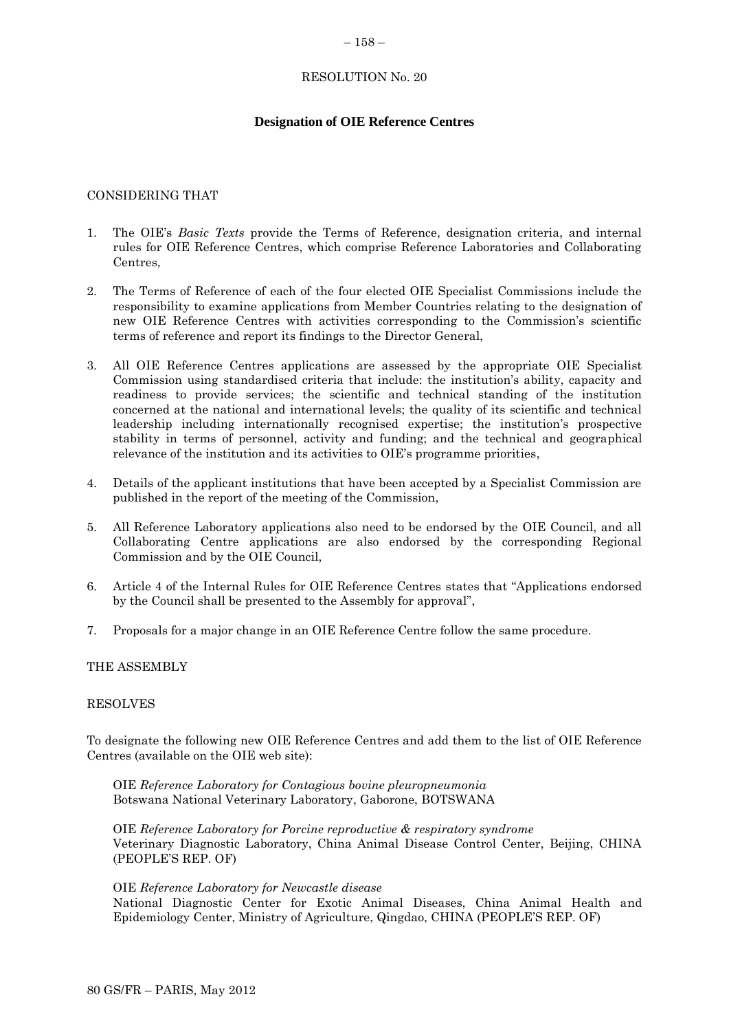RESOLUTION No. 20

## Designation of OIE Reference Centres

CONSIDERING THAT

1. The OIE's *Basic Texts* provide the Terms of Reference, designation criteria, and internal rules for OIE Reference Centres, which comprise Reference Laboratories and Collaborating Centres,

2. The Terms of Reference of each of the four elected OIE Specialist Commissions include the responsibility to examine applications from Member Countries relating to the designation of new OIE Reference Centres with activities corresponding to the Commission's scientific terms of reference and report its findings to the Director General,

3. All OIE Reference Centres applications are assessed by the appropriate OIE Specialist Commission using standardised criteria that include: the institution's ability, capacity and readiness to provide services; the scientific and technical standing of the institution concerned at the national and international levels; the quality of its scientific and technical leadership including internationally recognised expertise; the institution's prospective stability in terms of personnel, activity and funding; and the technical and geographical relevance of the institution and its activities to OIE's programme priorities,

4. Details of the applicant institutions that have been accepted by a Specialist Commission are published in the report of the meeting of the Commission,

5. All Reference Laboratory applications also need to be endorsed by the OIE Council, and all Collaborating Centre applications are also endorsed by the corresponding Regional Commission and by the OIE Council,

6. Article 4 of the Internal Rules for OIE Reference Centres states that "Applications endorsed by the Council shall be presented to the Assembly for approval",

7. Proposals for a major change in an OIE Reference Centre follow the same procedure.

THE ASSEMBLY

RESOLVES

To designate the following new OIE Reference Centres and add them to the list of OIE Reference Centres (available on the OIE web site):

OIE *Reference Laboratory for Contagious bovine pleuropneumonia*
Botswana National Veterinary Laboratory, Gaborone, BOTSWANA

OIE *Reference Laboratory for Porcine reproductive & respiratory syndrome*
Veterinary Diagnostic Laboratory, China Animal Disease Control Center, Beijing, CHINA (PEOPLE'S REP. OF)

OIE *Reference Laboratory for Newcastle disease*
National Diagnostic Center for Exotic Animal Diseases, China Animal Health and Epidemiology Center, Ministry of Agriculture, Qingdao, CHINA (PEOPLE'S REP. OF)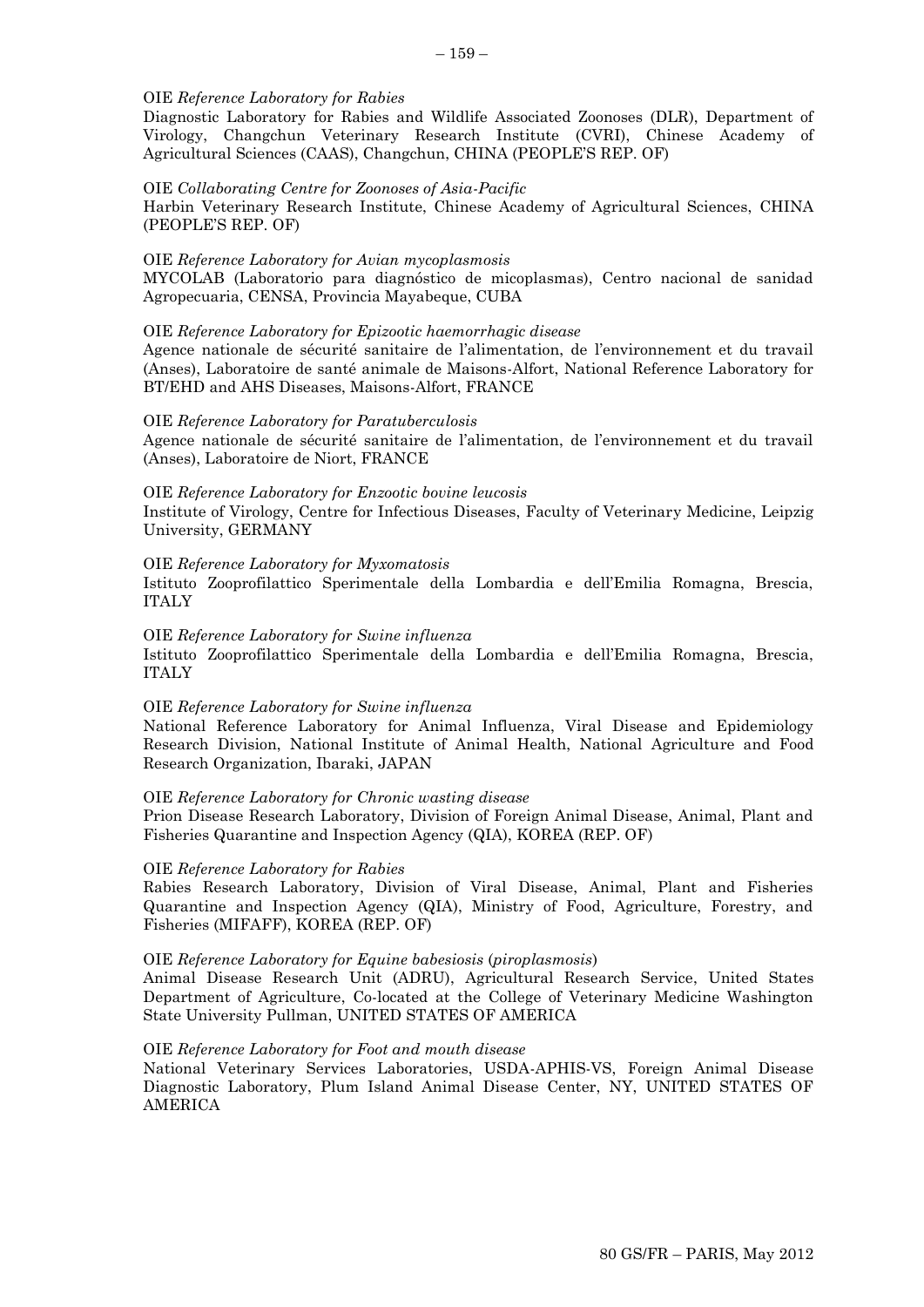OIE *Reference Laboratory for Rabies*
Diagnostic Laboratory for Rabies and Wildlife Associated Zoonoses (DLR), Department of Virology, Changchun Veterinary Research Institute (CVRI), Chinese Academy of Agricultural Sciences (CAAS), Changchun, CHINA (PEOPLE'S REP. OF)

OIE *Collaborating Centre for Zoonoses of Asia-Pacific*
Harbin Veterinary Research Institute, Chinese Academy of Agricultural Sciences, CHINA (PEOPLE'S REP. OF)

OIE *Reference Laboratory for Avian mycoplasmosis*
MYCOLAB (Laboratorio para diagnóstico de micoplasmas), Centro nacional de sanidad Agropecuaria, CENSA, Provincia Mayabeque, CUBA

OIE *Reference Laboratory for Epizootic haemorrhagic disease*
Agence nationale de sécurité sanitaire de l'alimentation, de l'environnement et du travail (Anses), Laboratoire de santé animale de Maisons-Alfort, National Reference Laboratory for BT/EHD and AHS Diseases, Maisons-Alfort, FRANCE

OIE *Reference Laboratory for Paratuberculosis*
Agence nationale de sécurité sanitaire de l'alimentation, de l'environnement et du travail (Anses), Laboratoire de Niort, FRANCE

OIE *Reference Laboratory for Enzootic bovine leucosis*
Institute of Virology, Centre for Infectious Diseases, Faculty of Veterinary Medicine, Leipzig University, GERMANY

OIE *Reference Laboratory for Myxomatosis*
Istituto Zooprofilattico Sperimentale della Lombardia e dell'Emilia Romagna, Brescia, ITALY

OIE *Reference Laboratory for Swine influenza*
Istituto Zooprofilattico Sperimentale della Lombardia e dell'Emilia Romagna, Brescia, ITALY

OIE *Reference Laboratory for Swine influenza*
National Reference Laboratory for Animal Influenza, Viral Disease and Epidemiology Research Division, National Institute of Animal Health, National Agriculture and Food Research Organization, Ibaraki, JAPAN

OIE *Reference Laboratory for Chronic wasting disease*
Prion Disease Research Laboratory, Division of Foreign Animal Disease, Animal, Plant and Fisheries Quarantine and Inspection Agency (QIA), KOREA (REP. OF)

OIE *Reference Laboratory for Rabies*
Rabies Research Laboratory, Division of Viral Disease, Animal, Plant and Fisheries Quarantine and Inspection Agency (QIA), Ministry of Food, Agriculture, Forestry, and Fisheries (MIFAFF), KOREA (REP. OF)

OIE *Reference Laboratory for Equine babesiosis* (*piroplasmosis*)
Animal Disease Research Unit (ADRU), Agricultural Research Service, United States Department of Agriculture, Co-located at the College of Veterinary Medicine Washington State University Pullman, UNITED STATES OF AMERICA

OIE *Reference Laboratory for Foot and mouth disease*
National Veterinary Services Laboratories, USDA-APHIS-VS, Foreign Animal Disease Diagnostic Laboratory, Plum Island Animal Disease Center, NY, UNITED STATES OF AMERICA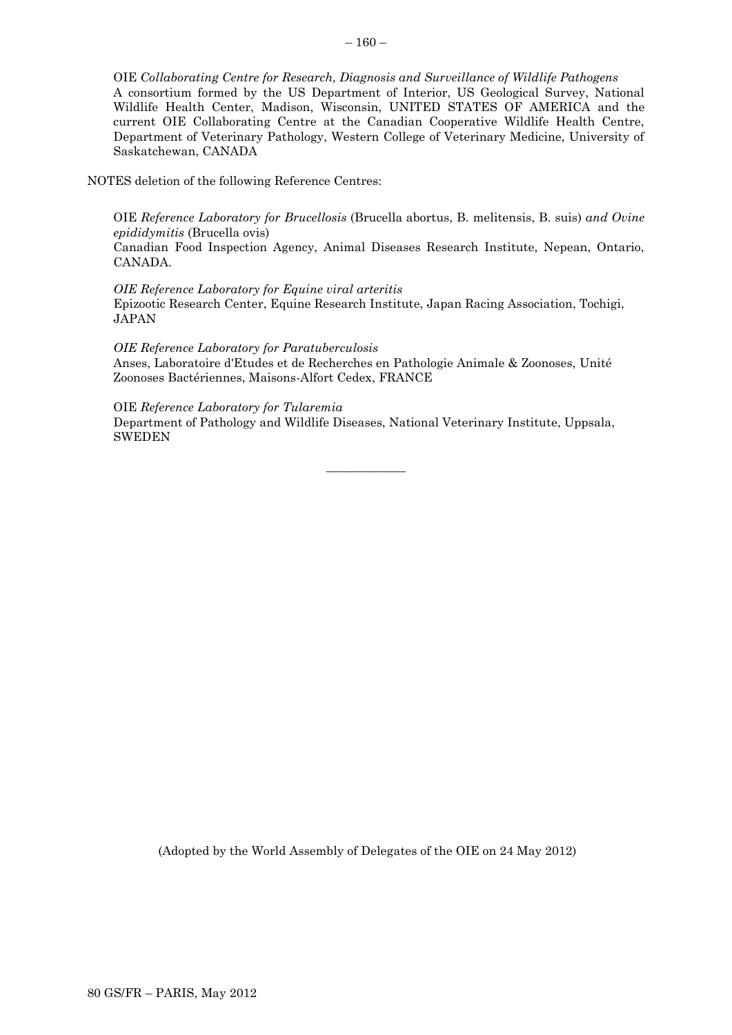OIE *Collaborating Centre for Research, Diagnosis and Surveillance of Wildlife Pathogens*
A consortium formed by the US Department of Interior, US Geological Survey, National Wildlife Health Center, Madison, Wisconsin, UNITED STATES OF AMERICA and the current OIE Collaborating Centre at the Canadian Cooperative Wildlife Health Centre, Department of Veterinary Pathology, Western College of Veterinary Medicine, University of Saskatchewan, CANADA

NOTES deletion of the following Reference Centres:

OIE *Reference Laboratory for Brucellosis* (Brucella abortus, B. melitensis, B. suis) *and Ovine epididymitis* (Brucella ovis)
Canadian Food Inspection Agency, Animal Diseases Research Institute, Nepean, Ontario, CANADA.

*OIE Reference Laboratory for Equine viral arteritis*
Epizootic Research Center, Equine Research Institute, Japan Racing Association, Tochigi, JAPAN

*OIE Reference Laboratory for Paratuberculosis*
Anses, Laboratoire d'Etudes et de Recherches en Pathologie Animale & Zoonoses, Unité Zoonoses Bactériennes, Maisons-Alfort Cedex, FRANCE

OIE *Reference Laboratory for Tularemia*
Department of Pathology and Wildlife Diseases, National Veterinary Institute, Uppsala, SWEDEN

_______________

(Adopted by the World Assembly of Delegates of the OIE on 24 May 2012)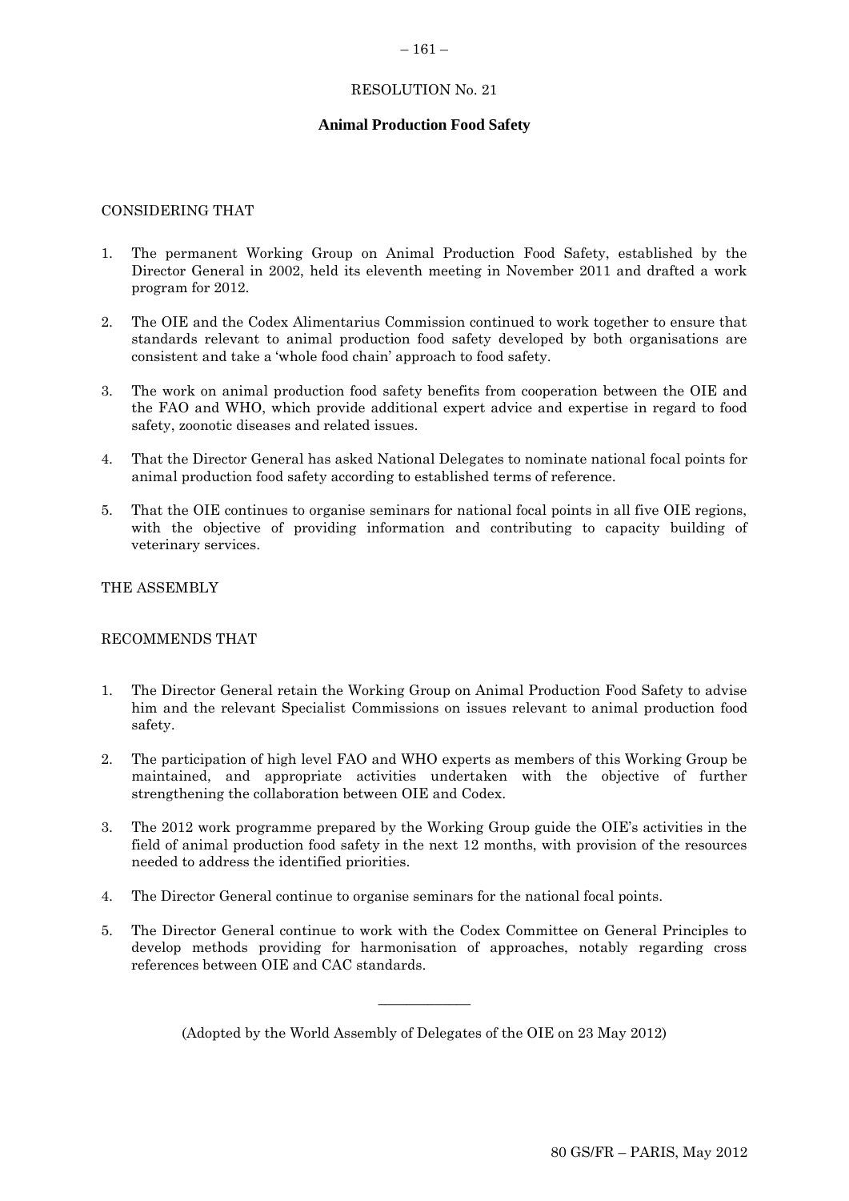# RESOLUTION No. 21

## Animal Production Food Safety

CONSIDERING THAT

1. The permanent Working Group on Animal Production Food Safety, established by the Director General in 2002, held its eleventh meeting in November 2011 and drafted a work program for 2012.

2. The OIE and the Codex Alimentarius Commission continued to work together to ensure that standards relevant to animal production food safety developed by both organisations are consistent and take a 'whole food chain' approach to food safety.

3. The work on animal production food safety benefits from cooperation between the OIE and the FAO and WHO, which provide additional expert advice and expertise in regard to food safety, zoonotic diseases and related issues.

4. That the Director General has asked National Delegates to nominate national focal points for animal production food safety according to established terms of reference.

5. That the OIE continues to organise seminars for national focal points in all five OIE regions, with the objective of providing information and contributing to capacity building of veterinary services.

THE ASSEMBLY

RECOMMENDS THAT

1. The Director General retain the Working Group on Animal Production Food Safety to advise him and the relevant Specialist Commissions on issues relevant to animal production food safety.

2. The participation of high level FAO and WHO experts as members of this Working Group be maintained, and appropriate activities undertaken with the objective of further strengthening the collaboration between OIE and Codex.

3. The 2012 work programme prepared by the Working Group guide the OIE's activities in the field of animal production food safety in the next 12 months, with provision of the resources needed to address the identified priorities.

4. The Director General continue to organise seminars for the national focal points.

5. The Director General continue to work with the Codex Committee on General Principles to develop methods providing for harmonisation of approaches, notably regarding cross references between OIE and CAC standards.

---

(Adopted by the World Assembly of Delegates of the OIE on 23 May 2012)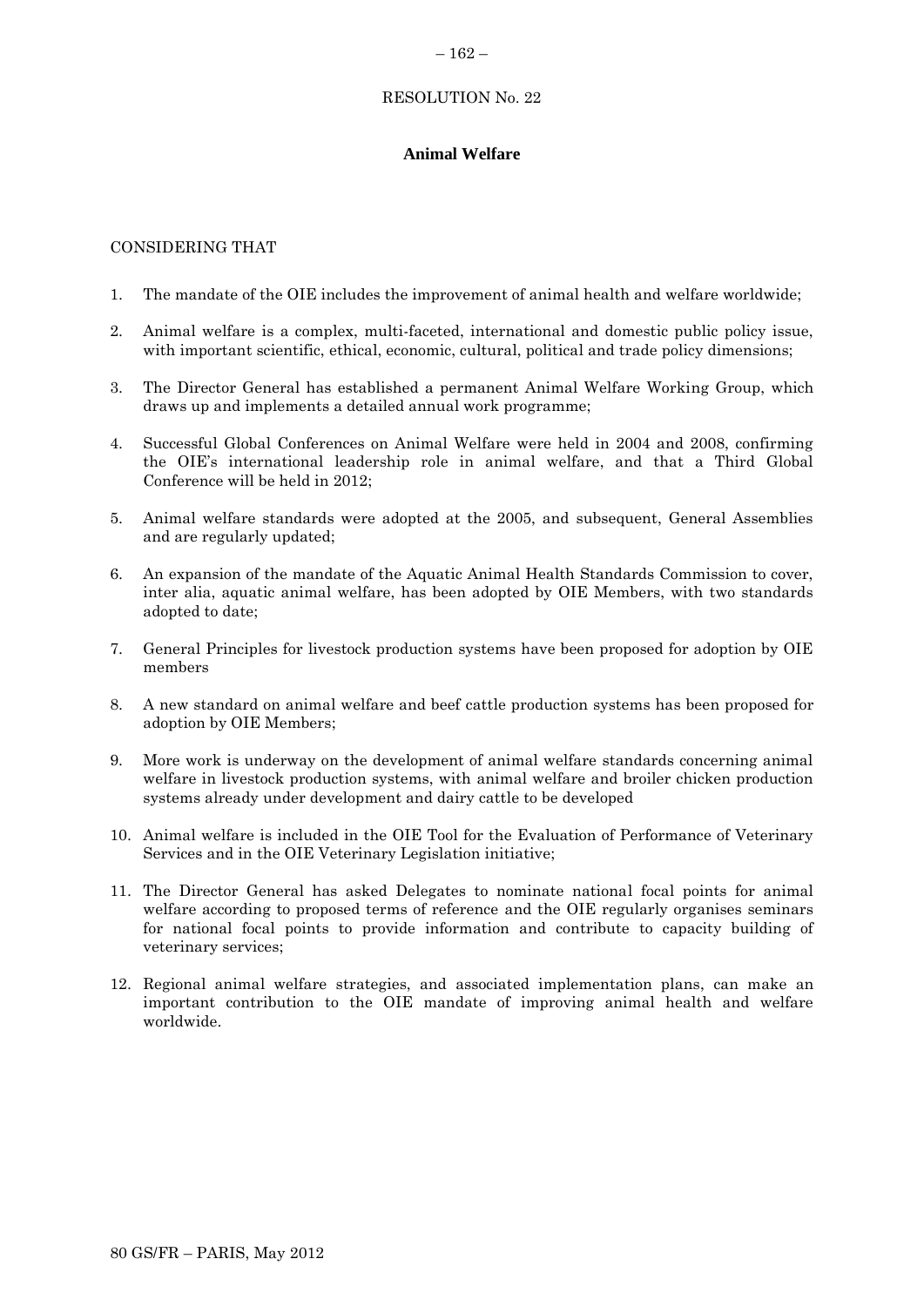RESOLUTION No. 22

## Animal Welfare

CONSIDERING THAT

1. The mandate of the OIE includes the improvement of animal health and welfare worldwide;
2. Animal welfare is a complex, multi-faceted, international and domestic public policy issue, with important scientific, ethical, economic, cultural, political and trade policy dimensions;
3. The Director General has established a permanent Animal Welfare Working Group, which draws up and implements a detailed annual work programme;
4. Successful Global Conferences on Animal Welfare were held in 2004 and 2008, confirming the OIE's international leadership role in animal welfare, and that a Third Global Conference will be held in 2012;
5. Animal welfare standards were adopted at the 2005, and subsequent, General Assemblies and are regularly updated;
6. An expansion of the mandate of the Aquatic Animal Health Standards Commission to cover, inter alia, aquatic animal welfare, has been adopted by OIE Members, with two standards adopted to date;
7. General Principles for livestock production systems have been proposed for adoption by OIE members
8. A new standard on animal welfare and beef cattle production systems has been proposed for adoption by OIE Members;
9. More work is underway on the development of animal welfare standards concerning animal welfare in livestock production systems, with animal welfare and broiler chicken production systems already under development and dairy cattle to be developed
10. Animal welfare is included in the OIE Tool for the Evaluation of Performance of Veterinary Services and in the OIE Veterinary Legislation initiative;
11. The Director General has asked Delegates to nominate national focal points for animal welfare according to proposed terms of reference and the OIE regularly organises seminars for national focal points to provide information and contribute to capacity building of veterinary services;
12. Regional animal welfare strategies, and associated implementation plans, can make an important contribution to the OIE mandate of improving animal health and welfare worldwide.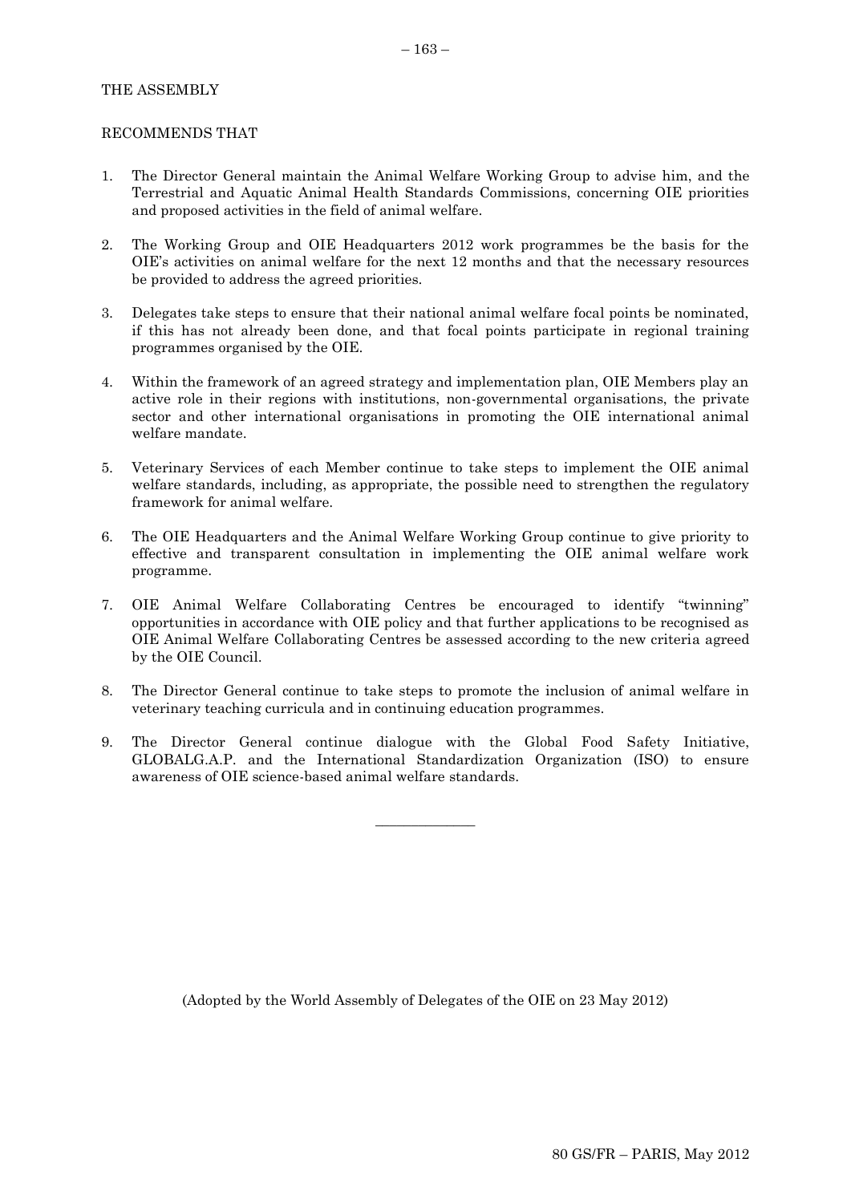THE ASSEMBLY

RECOMMENDS THAT

1. The Director General maintain the Animal Welfare Working Group to advise him, and the Terrestrial and Aquatic Animal Health Standards Commissions, concerning OIE priorities and proposed activities in the field of animal welfare.

2. The Working Group and OIE Headquarters 2012 work programmes be the basis for the OIE's activities on animal welfare for the next 12 months and that the necessary resources be provided to address the agreed priorities.

3. Delegates take steps to ensure that their national animal welfare focal points be nominated, if this has not already been done, and that focal points participate in regional training programmes organised by the OIE.

4. Within the framework of an agreed strategy and implementation plan, OIE Members play an active role in their regions with institutions, non-governmental organisations, the private sector and other international organisations in promoting the OIE international animal welfare mandate.

5. Veterinary Services of each Member continue to take steps to implement the OIE animal welfare standards, including, as appropriate, the possible need to strengthen the regulatory framework for animal welfare.

6. The OIE Headquarters and the Animal Welfare Working Group continue to give priority to effective and transparent consultation in implementing the OIE animal welfare work programme.

7. OIE Animal Welfare Collaborating Centres be encouraged to identify "twinning" opportunities in accordance with OIE policy and that further applications to be recognised as OIE Animal Welfare Collaborating Centres be assessed according to the new criteria agreed by the OIE Council.

8. The Director General continue to take steps to promote the inclusion of animal welfare in veterinary teaching curricula and in continuing education programmes.

9. The Director General continue dialogue with the Global Food Safety Initiative, GLOBALG.A.P. and the International Standardization Organization (ISO) to ensure awareness of OIE science-based animal welfare standards.

---

(Adopted by the World Assembly of Delegates of the OIE on 23 May 2012)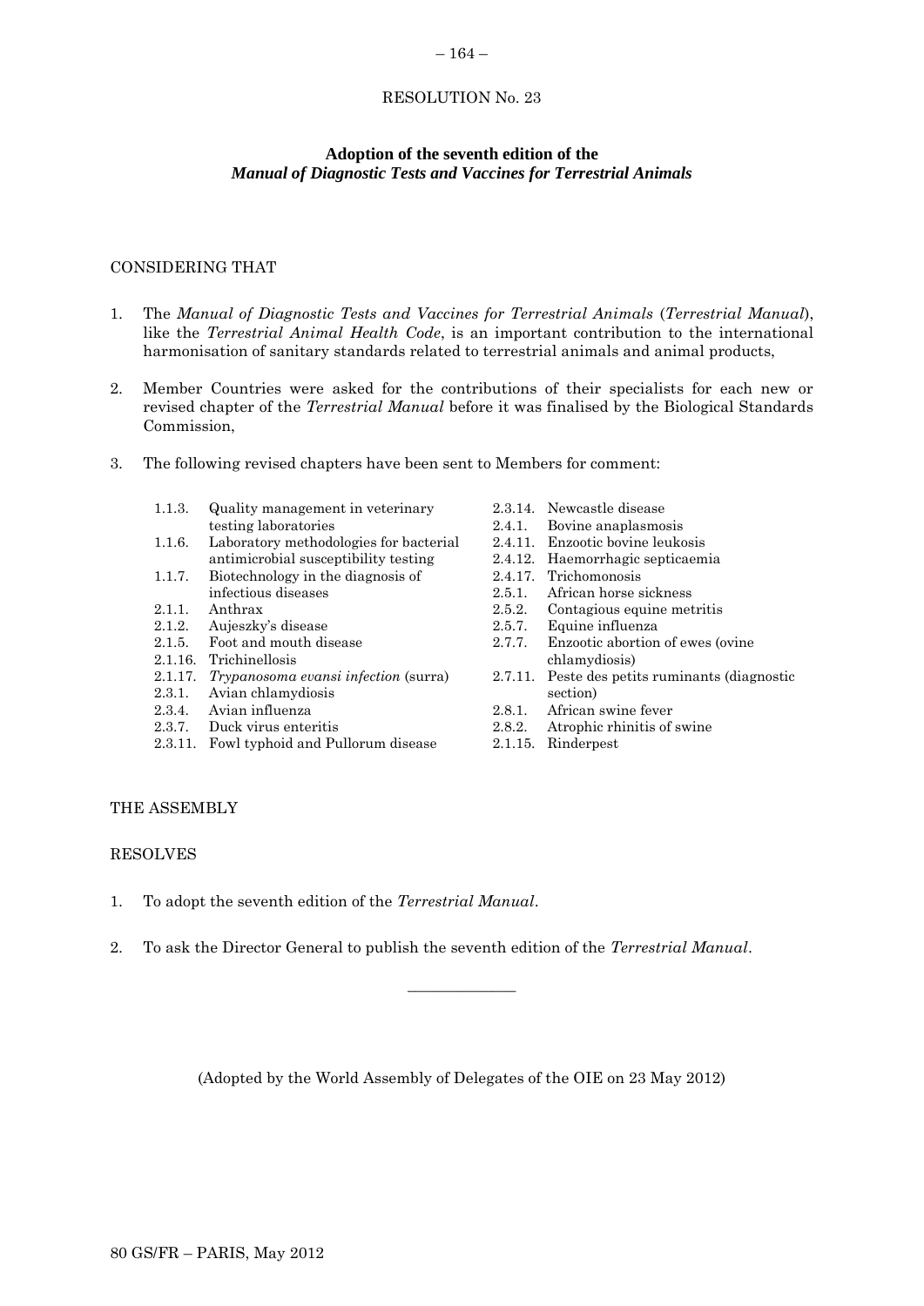RESOLUTION No. 23

**Adoption of the seventh edition of the**
***Manual of Diagnostic Tests and Vaccines for Terrestrial Animals***

CONSIDERING THAT

1. The *Manual of Diagnostic Tests and Vaccines for Terrestrial Animals* (*Terrestrial Manual*), like the *Terrestrial Animal Health Code*, is an important contribution to the international harmonisation of sanitary standards related to terrestrial animals and animal products,

2. Member Countries were asked for the contributions of their specialists for each new or revised chapter of the *Terrestrial Manual* before it was finalised by the Biological Standards Commission,

3. The following revised chapters have been sent to Members for comment:

- 1.1.3. Quality management in veterinary testing laboratories
- 1.1.6. Laboratory methodologies for bacterial antimicrobial susceptibility testing
- 1.1.7. Biotechnology in the diagnosis of infectious diseases
- 2.1.1. Anthrax
- 2.1.2. Aujeszky's disease
- 2.1.5. Foot and mouth disease
- 2.1.16. Trichinellosis
- 2.1.17. *Trypanosoma evansi infection* (surra)
- 2.3.1. Avian chlamydiosis
- 2.3.4. Avian influenza
- 2.3.7. Duck virus enteritis
- 2.3.11. Fowl typhoid and Pullorum disease
- 2.3.14. Newcastle disease
- 2.4.1. Bovine anaplasmosis
- 2.4.11. Enzootic bovine leukosis
- 2.4.12. Haemorrhagic septicaemia
- 2.4.17. Trichomonosis
- 2.5.1. African horse sickness
- 2.5.2. Contagious equine metritis
- 2.5.7. Equine influenza
- 2.7.7. Enzootic abortion of ewes (ovine chlamydiosis)
- 2.7.11. Peste des petits ruminants (diagnostic section)
- 2.8.1. African swine fever
- 2.8.2. Atrophic rhinitis of swine
- 2.1.15. Rinderpest

THE ASSEMBLY

RESOLVES

1. To adopt the seventh edition of the *Terrestrial Manual*.

2. To ask the Director General to publish the seventh edition of the *Terrestrial Manual*.

---

(Adopted by the World Assembly of Delegates of the OIE on 23 May 2012)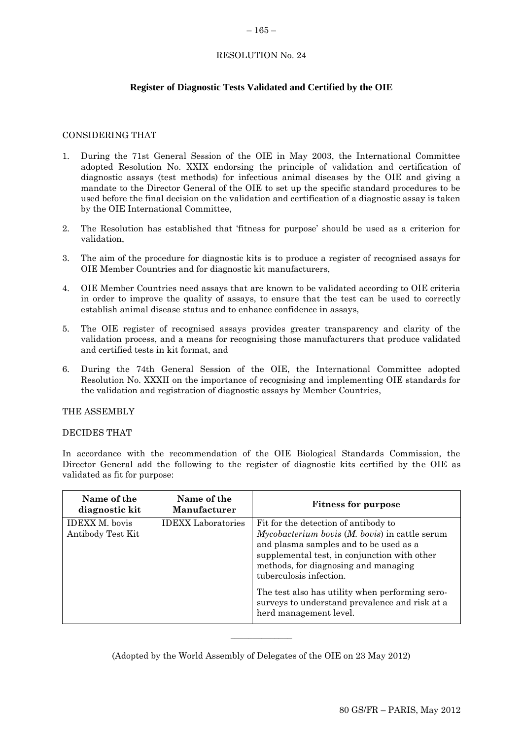RESOLUTION No. 24

## Register of Diagnostic Tests Validated and Certified by the OIE

CONSIDERING THAT

1. During the 71st General Session of the OIE in May 2003, the International Committee adopted Resolution No. XXIX endorsing the principle of validation and certification of diagnostic assays (test methods) for infectious animal diseases by the OIE and giving a mandate to the Director General of the OIE to set up the specific standard procedures to be used before the final decision on the validation and certification of a diagnostic assay is taken by the OIE International Committee,

2. The Resolution has established that 'fitness for purpose' should be used as a criterion for validation,

3. The aim of the procedure for diagnostic kits is to produce a register of recognised assays for OIE Member Countries and for diagnostic kit manufacturers,

4. OIE Member Countries need assays that are known to be validated according to OIE criteria in order to improve the quality of assays, to ensure that the test can be used to correctly establish animal disease status and to enhance confidence in assays,

5. The OIE register of recognised assays provides greater transparency and clarity of the validation process, and a means for recognising those manufacturers that produce validated and certified tests in kit format, and

6. During the 74th General Session of the OIE, the International Committee adopted Resolution No. XXXII on the importance of recognising and implementing OIE standards for the validation and registration of diagnostic assays by Member Countries,

THE ASSEMBLY

DECIDES THAT

In accordance with the recommendation of the OIE Biological Standards Commission, the Director General add the following to the register of diagnostic kits certified by the OIE as validated as fit for purpose:

| Name of the diagnostic kit | Name of the Manufacturer | Fitness for purpose |
|---|---|---|
| IDEXX M. bovis Antibody Test Kit | IDEXX Laboratories | Fit for the detection of antibody to *Mycobacterium bovis* (*M. bovis*) in cattle serum and plasma samples and to be used as a supplemental test, in conjunction with other methods, for diagnosing and managing tuberculosis infection.<br><br>The test also has utility when performing sero-surveys to understand prevalence and risk at a herd management level. |

(Adopted by the World Assembly of Delegates of the OIE on 23 May 2012)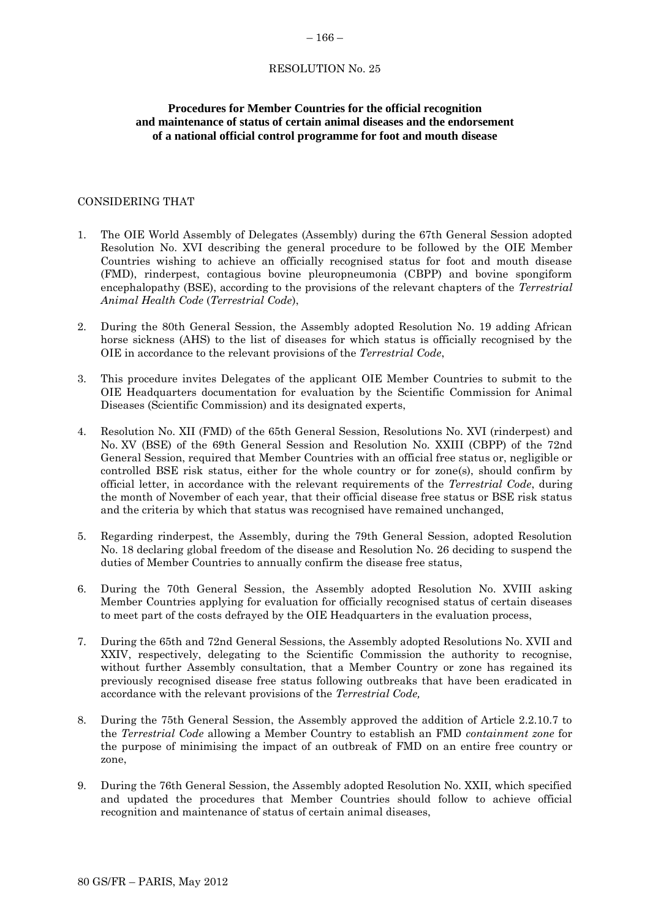RESOLUTION No. 25

**Procedures for Member Countries for the official recognition and maintenance of status of certain animal diseases and the endorsement of a national official control programme for foot and mouth disease**

CONSIDERING THAT

1. The OIE World Assembly of Delegates (Assembly) during the 67th General Session adopted Resolution No. XVI describing the general procedure to be followed by the OIE Member Countries wishing to achieve an officially recognised status for foot and mouth disease (FMD), rinderpest, contagious bovine pleuropneumonia (CBPP) and bovine spongiform encephalopathy (BSE), according to the provisions of the relevant chapters of the *Terrestrial Animal Health Code* (*Terrestrial Code*),

2. During the 80th General Session, the Assembly adopted Resolution No. 19 adding African horse sickness (AHS) to the list of diseases for which status is officially recognised by the OIE in accordance to the relevant provisions of the *Terrestrial Code*,

3. This procedure invites Delegates of the applicant OIE Member Countries to submit to the OIE Headquarters documentation for evaluation by the Scientific Commission for Animal Diseases (Scientific Commission) and its designated experts,

4. Resolution No. XII (FMD) of the 65th General Session, Resolutions No. XVI (rinderpest) and No. XV (BSE) of the 69th General Session and Resolution No. XXIII (CBPP) of the 72nd General Session, required that Member Countries with an official free status or, negligible or controlled BSE risk status, either for the whole country or for zone(s), should confirm by official letter, in accordance with the relevant requirements of the *Terrestrial Code*, during the month of November of each year, that their official disease free status or BSE risk status and the criteria by which that status was recognised have remained unchanged,

5. Regarding rinderpest, the Assembly, during the 79th General Session, adopted Resolution No. 18 declaring global freedom of the disease and Resolution No. 26 deciding to suspend the duties of Member Countries to annually confirm the disease free status,

6. During the 70th General Session, the Assembly adopted Resolution No. XVIII asking Member Countries applying for evaluation for officially recognised status of certain diseases to meet part of the costs defrayed by the OIE Headquarters in the evaluation process,

7. During the 65th and 72nd General Sessions, the Assembly adopted Resolutions No. XVII and XXIV, respectively, delegating to the Scientific Commission the authority to recognise, without further Assembly consultation, that a Member Country or zone has regained its previously recognised disease free status following outbreaks that have been eradicated in accordance with the relevant provisions of the *Terrestrial Code,*

8. During the 75th General Session, the Assembly approved the addition of Article 2.2.10.7 to the *Terrestrial Code* allowing a Member Country to establish an FMD *containment zone* for the purpose of minimising the impact of an outbreak of FMD on an entire free country or zone,

9. During the 76th General Session, the Assembly adopted Resolution No. XXII, which specified and updated the procedures that Member Countries should follow to achieve official recognition and maintenance of status of certain animal diseases,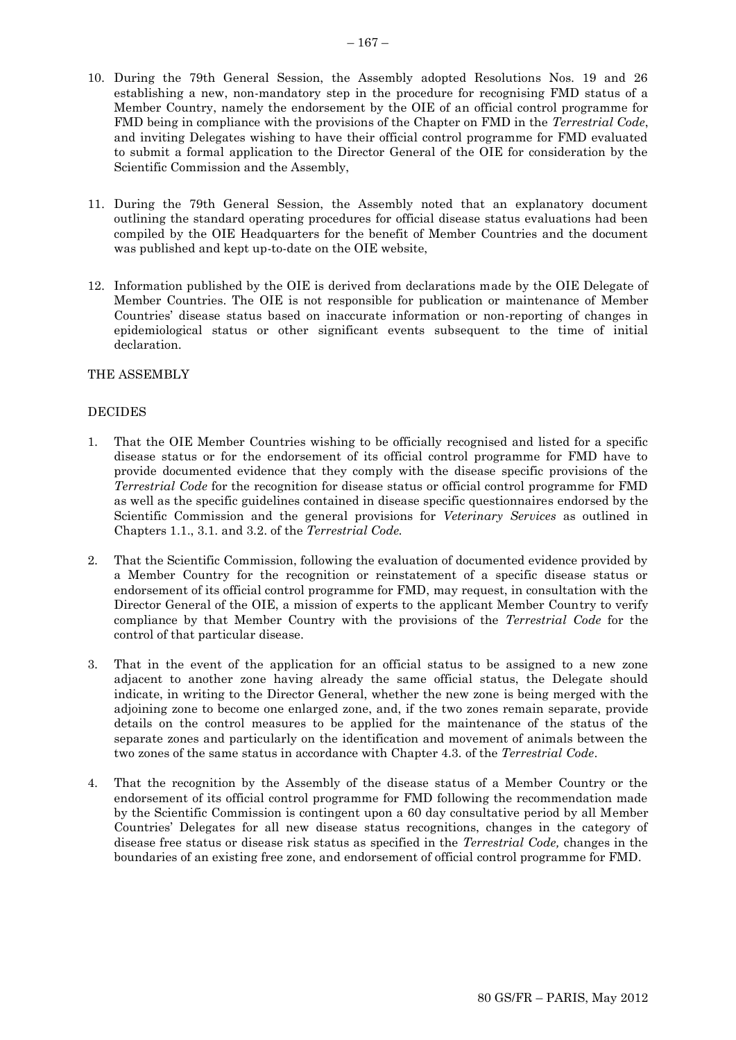10. During the 79th General Session, the Assembly adopted Resolutions Nos. 19 and 26 establishing a new, non-mandatory step in the procedure for recognising FMD status of a Member Country, namely the endorsement by the OIE of an official control programme for FMD being in compliance with the provisions of the Chapter on FMD in the *Terrestrial Code*, and inviting Delegates wishing to have their official control programme for FMD evaluated to submit a formal application to the Director General of the OIE for consideration by the Scientific Commission and the Assembly,

11. During the 79th General Session, the Assembly noted that an explanatory document outlining the standard operating procedures for official disease status evaluations had been compiled by the OIE Headquarters for the benefit of Member Countries and the document was published and kept up-to-date on the OIE website,

12. Information published by the OIE is derived from declarations made by the OIE Delegate of Member Countries. The OIE is not responsible for publication or maintenance of Member Countries' disease status based on inaccurate information or non-reporting of changes in epidemiological status or other significant events subsequent to the time of initial declaration.

THE ASSEMBLY

DECIDES

1. That the OIE Member Countries wishing to be officially recognised and listed for a specific disease status or for the endorsement of its official control programme for FMD have to provide documented evidence that they comply with the disease specific provisions of the *Terrestrial Code* for the recognition for disease status or official control programme for FMD as well as the specific guidelines contained in disease specific questionnaires endorsed by the Scientific Commission and the general provisions for *Veterinary Services* as outlined in Chapters 1.1., 3.1. and 3.2. of the *Terrestrial Code.*

2. That the Scientific Commission, following the evaluation of documented evidence provided by a Member Country for the recognition or reinstatement of a specific disease status or endorsement of its official control programme for FMD, may request, in consultation with the Director General of the OIE, a mission of experts to the applicant Member Country to verify compliance by that Member Country with the provisions of the *Terrestrial Code* for the control of that particular disease.

3. That in the event of the application for an official status to be assigned to a new zone adjacent to another zone having already the same official status, the Delegate should indicate, in writing to the Director General, whether the new zone is being merged with the adjoining zone to become one enlarged zone, and, if the two zones remain separate, provide details on the control measures to be applied for the maintenance of the status of the separate zones and particularly on the identification and movement of animals between the two zones of the same status in accordance with Chapter 4.3. of the *Terrestrial Code*.

4. That the recognition by the Assembly of the disease status of a Member Country or the endorsement of its official control programme for FMD following the recommendation made by the Scientific Commission is contingent upon a 60 day consultative period by all Member Countries' Delegates for all new disease status recognitions, changes in the category of disease free status or disease risk status as specified in the *Terrestrial Code,* changes in the boundaries of an existing free zone, and endorsement of official control programme for FMD.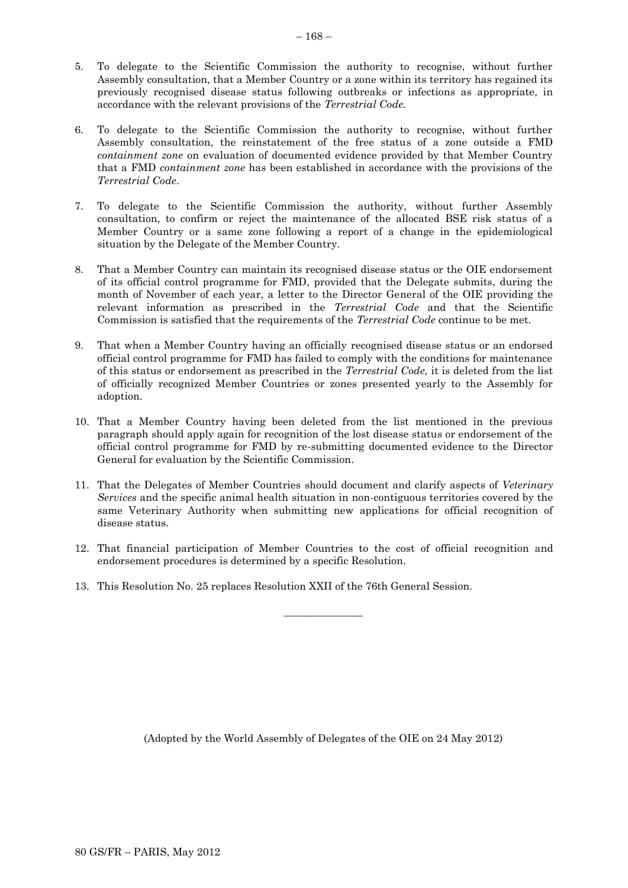5. To delegate to the Scientific Commission the authority to recognise, without further Assembly consultation, that a Member Country or a zone within its territory has regained its previously recognised disease status following outbreaks or infections as appropriate, in accordance with the relevant provisions of the *Terrestrial Code.*

6. To delegate to the Scientific Commission the authority to recognise, without further Assembly consultation, the reinstatement of the free status of a zone outside a FMD *containment zone* on evaluation of documented evidence provided by that Member Country that a FMD *containment zone* has been established in accordance with the provisions of the *Terrestrial Code*.

7. To delegate to the Scientific Commission the authority, without further Assembly consultation, to confirm or reject the maintenance of the allocated BSE risk status of a Member Country or a same zone following a report of a change in the epidemiological situation by the Delegate of the Member Country.

8. That a Member Country can maintain its recognised disease status or the OIE endorsement of its official control programme for FMD, provided that the Delegate submits, during the month of November of each year, a letter to the Director General of the OIE providing the relevant information as prescribed in the *Terrestrial Code* and that the Scientific Commission is satisfied that the requirements of the *Terrestrial Code* continue to be met.

9. That when a Member Country having an officially recognised disease status or an endorsed official control programme for FMD has failed to comply with the conditions for maintenance of this status or endorsement as prescribed in the *Terrestrial Code,* it is deleted from the list of officially recognized Member Countries or zones presented yearly to the Assembly for adoption.

10. That a Member Country having been deleted from the list mentioned in the previous paragraph should apply again for recognition of the lost disease status or endorsement of the official control programme for FMD by re-submitting documented evidence to the Director General for evaluation by the Scientific Commission.

11. That the Delegates of Member Countries should document and clarify aspects of *Veterinary Services* and the specific animal health situation in non-contiguous territories covered by the same Veterinary Authority when submitting new applications for official recognition of disease status.

12. That financial participation of Member Countries to the cost of official recognition and endorsement procedures is determined by a specific Resolution.

13. This Resolution No. 25 replaces Resolution XXII of the 76th General Session.

---

(Adopted by the World Assembly of Delegates of the OIE on 24 May 2012)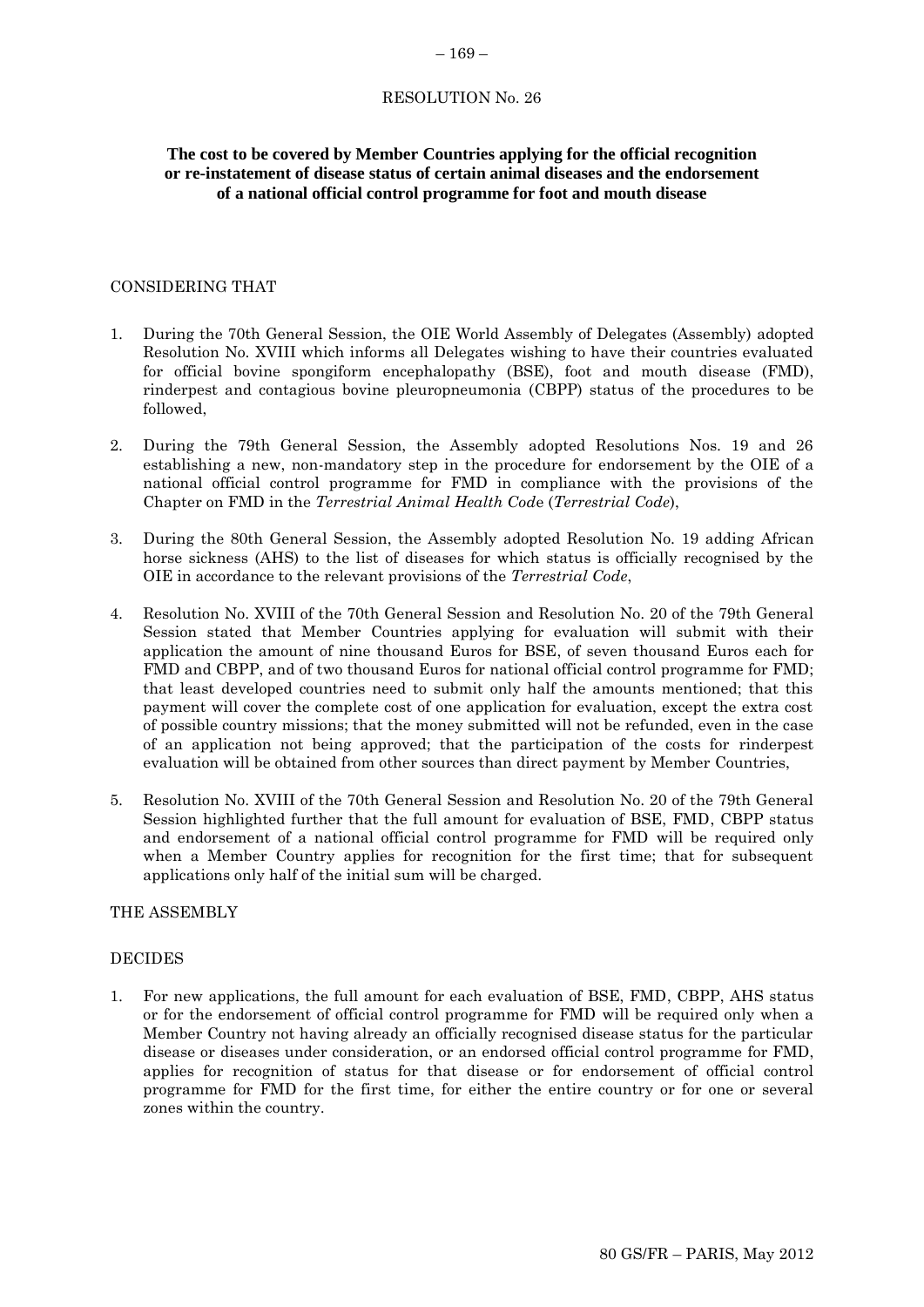RESOLUTION No. 26

**The cost to be covered by Member Countries applying for the official recognition or re-instatement of disease status of certain animal diseases and the endorsement of a national official control programme for foot and mouth disease**

CONSIDERING THAT

1. During the 70th General Session, the OIE World Assembly of Delegates (Assembly) adopted Resolution No. XVIII which informs all Delegates wishing to have their countries evaluated for official bovine spongiform encephalopathy (BSE), foot and mouth disease (FMD), rinderpest and contagious bovine pleuropneumonia (CBPP) status of the procedures to be followed,

2. During the 79th General Session, the Assembly adopted Resolutions Nos. 19 and 26 establishing a new, non-mandatory step in the procedure for endorsement by the OIE of a national official control programme for FMD in compliance with the provisions of the Chapter on FMD in the *Terrestrial Animal Health Code* (*Terrestrial Code*),

3. During the 80th General Session, the Assembly adopted Resolution No. 19 adding African horse sickness (AHS) to the list of diseases for which status is officially recognised by the OIE in accordance to the relevant provisions of the *Terrestrial Code*,

4. Resolution No. XVIII of the 70th General Session and Resolution No. 20 of the 79th General Session stated that Member Countries applying for evaluation will submit with their application the amount of nine thousand Euros for BSE, of seven thousand Euros each for FMD and CBPP, and of two thousand Euros for national official control programme for FMD; that least developed countries need to submit only half the amounts mentioned; that this payment will cover the complete cost of one application for evaluation, except the extra cost of possible country missions; that the money submitted will not be refunded, even in the case of an application not being approved; that the participation of the costs for rinderpest evaluation will be obtained from other sources than direct payment by Member Countries,

5. Resolution No. XVIII of the 70th General Session and Resolution No. 20 of the 79th General Session highlighted further that the full amount for evaluation of BSE, FMD, CBPP status and endorsement of a national official control programme for FMD will be required only when a Member Country applies for recognition for the first time; that for subsequent applications only half of the initial sum will be charged.

THE ASSEMBLY

DECIDES

1. For new applications, the full amount for each evaluation of BSE, FMD, CBPP, AHS status or for the endorsement of official control programme for FMD will be required only when a Member Country not having already an officially recognised disease status for the particular disease or diseases under consideration, or an endorsed official control programme for FMD, applies for recognition of status for that disease or for endorsement of official control programme for FMD for the first time, for either the entire country or for one or several zones within the country.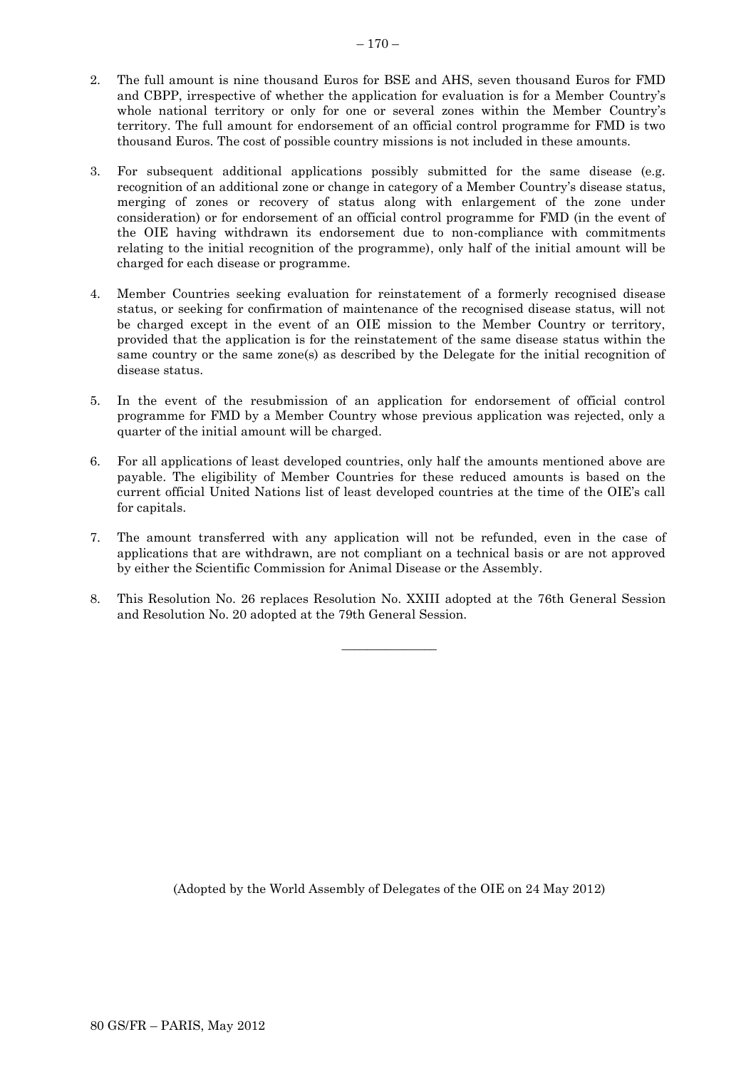2. The full amount is nine thousand Euros for BSE and AHS, seven thousand Euros for FMD and CBPP, irrespective of whether the application for evaluation is for a Member Country's whole national territory or only for one or several zones within the Member Country's territory. The full amount for endorsement of an official control programme for FMD is two thousand Euros. The cost of possible country missions is not included in these amounts.

3. For subsequent additional applications possibly submitted for the same disease (e.g. recognition of an additional zone or change in category of a Member Country's disease status, merging of zones or recovery of status along with enlargement of the zone under consideration) or for endorsement of an official control programme for FMD (in the event of the OIE having withdrawn its endorsement due to non-compliance with commitments relating to the initial recognition of the programme), only half of the initial amount will be charged for each disease or programme.

4. Member Countries seeking evaluation for reinstatement of a formerly recognised disease status, or seeking for confirmation of maintenance of the recognised disease status, will not be charged except in the event of an OIE mission to the Member Country or territory, provided that the application is for the reinstatement of the same disease status within the same country or the same zone(s) as described by the Delegate for the initial recognition of disease status.

5. In the event of the resubmission of an application for endorsement of official control programme for FMD by a Member Country whose previous application was rejected, only a quarter of the initial amount will be charged.

6. For all applications of least developed countries, only half the amounts mentioned above are payable. The eligibility of Member Countries for these reduced amounts is based on the current official United Nations list of least developed countries at the time of the OIE's call for capitals.

7. The amount transferred with any application will not be refunded, even in the case of applications that are withdrawn, are not compliant on a technical basis or are not approved by either the Scientific Commission for Animal Disease or the Assembly.

8. This Resolution No. 26 replaces Resolution No. XXIII adopted at the 76th General Session and Resolution No. 20 adopted at the 79th General Session.

---

(Adopted by the World Assembly of Delegates of the OIE on 24 May 2012)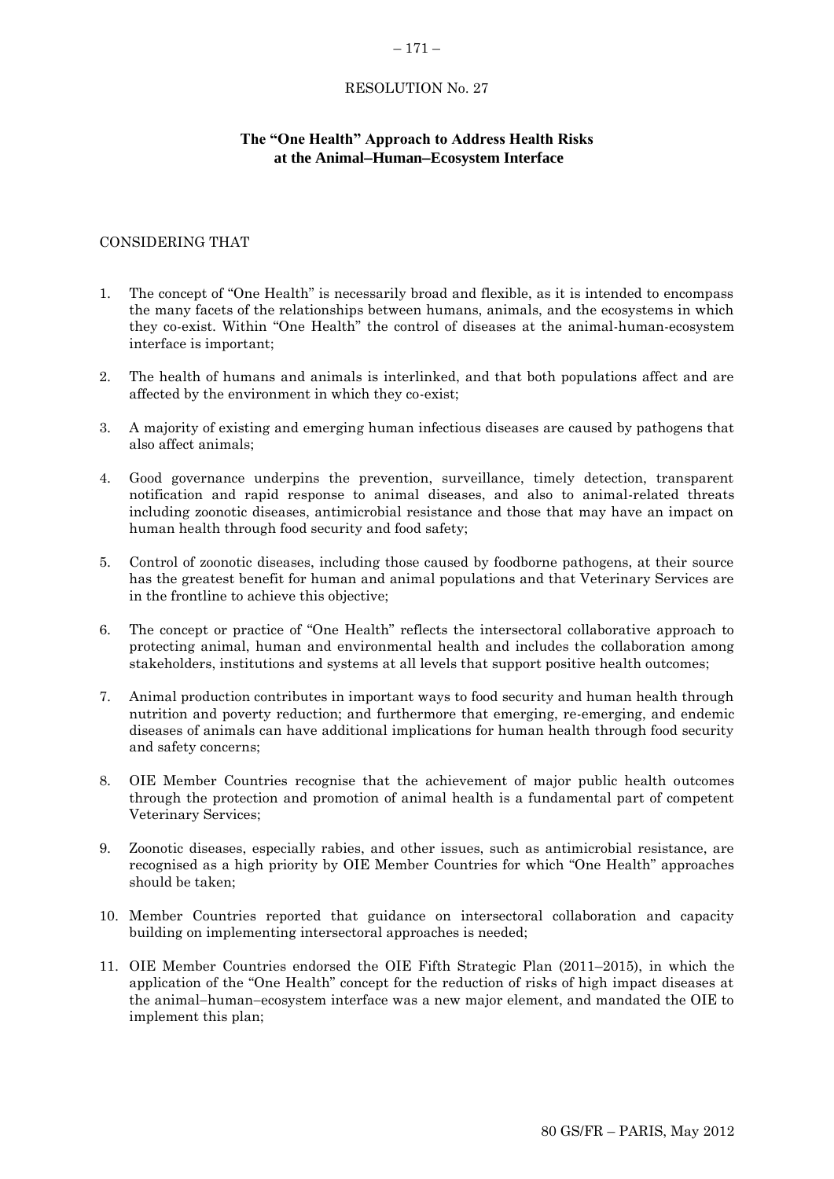RESOLUTION No. 27

## The "One Health" Approach to Address Health Risks at the Animal–Human–Ecosystem Interface

CONSIDERING THAT

1. The concept of "One Health" is necessarily broad and flexible, as it is intended to encompass the many facets of the relationships between humans, animals, and the ecosystems in which they co-exist. Within "One Health" the control of diseases at the animal-human-ecosystem interface is important;

2. The health of humans and animals is interlinked, and that both populations affect and are affected by the environment in which they co-exist;

3. A majority of existing and emerging human infectious diseases are caused by pathogens that also affect animals;

4. Good governance underpins the prevention, surveillance, timely detection, transparent notification and rapid response to animal diseases, and also to animal-related threats including zoonotic diseases, antimicrobial resistance and those that may have an impact on human health through food security and food safety;

5. Control of zoonotic diseases, including those caused by foodborne pathogens, at their source has the greatest benefit for human and animal populations and that Veterinary Services are in the frontline to achieve this objective;

6. The concept or practice of "One Health" reflects the intersectoral collaborative approach to protecting animal, human and environmental health and includes the collaboration among stakeholders, institutions and systems at all levels that support positive health outcomes;

7. Animal production contributes in important ways to food security and human health through nutrition and poverty reduction; and furthermore that emerging, re-emerging, and endemic diseases of animals can have additional implications for human health through food security and safety concerns;

8. OIE Member Countries recognise that the achievement of major public health outcomes through the protection and promotion of animal health is a fundamental part of competent Veterinary Services;

9. Zoonotic diseases, especially rabies, and other issues, such as antimicrobial resistance, are recognised as a high priority by OIE Member Countries for which "One Health" approaches should be taken;

10. Member Countries reported that guidance on intersectoral collaboration and capacity building on implementing intersectoral approaches is needed;

11. OIE Member Countries endorsed the OIE Fifth Strategic Plan (2011–2015), in which the application of the "One Health" concept for the reduction of risks of high impact diseases at the animal–human–ecosystem interface was a new major element, and mandated the OIE to implement this plan;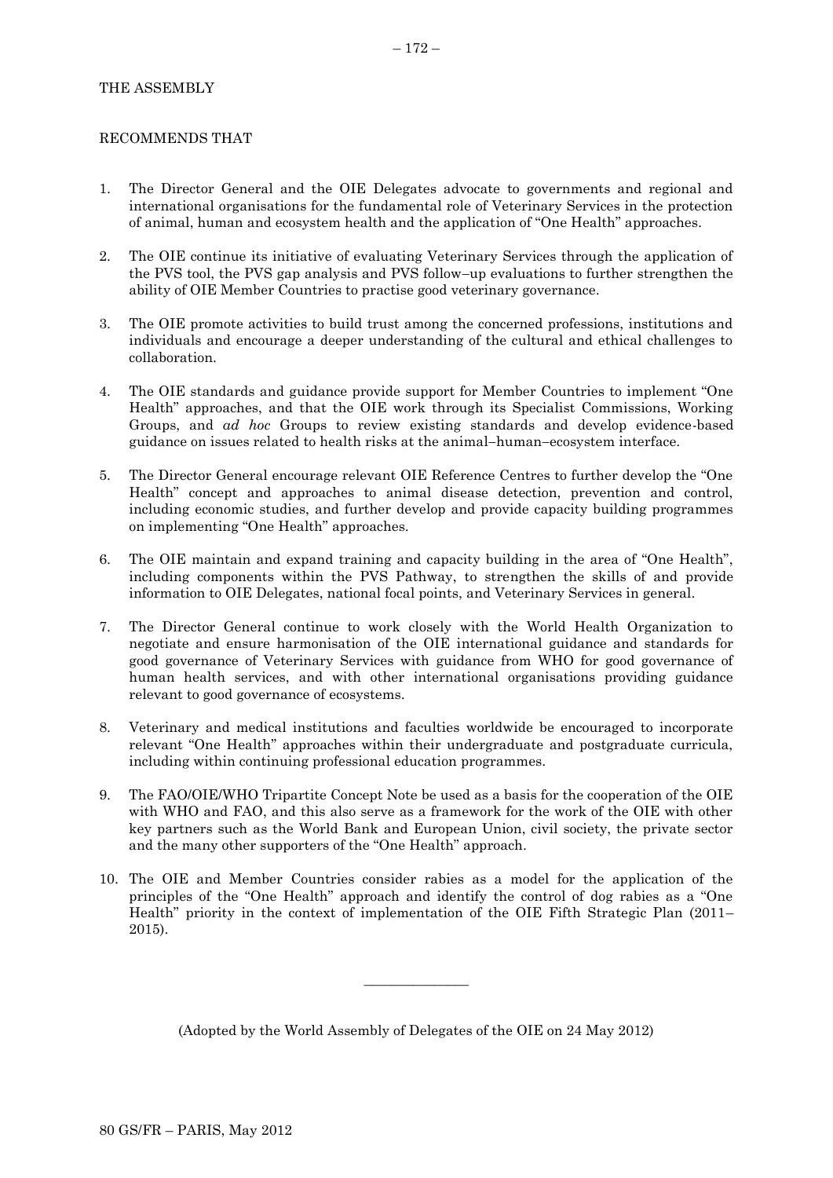THE ASSEMBLY

RECOMMENDS THAT

1. The Director General and the OIE Delegates advocate to governments and regional and international organisations for the fundamental role of Veterinary Services in the protection of animal, human and ecosystem health and the application of "One Health" approaches.

2. The OIE continue its initiative of evaluating Veterinary Services through the application of the PVS tool, the PVS gap analysis and PVS follow–up evaluations to further strengthen the ability of OIE Member Countries to practise good veterinary governance.

3. The OIE promote activities to build trust among the concerned professions, institutions and individuals and encourage a deeper understanding of the cultural and ethical challenges to collaboration.

4. The OIE standards and guidance provide support for Member Countries to implement "One Health" approaches, and that the OIE work through its Specialist Commissions, Working Groups, and *ad hoc* Groups to review existing standards and develop evidence-based guidance on issues related to health risks at the animal–human–ecosystem interface.

5. The Director General encourage relevant OIE Reference Centres to further develop the "One Health" concept and approaches to animal disease detection, prevention and control, including economic studies, and further develop and provide capacity building programmes on implementing "One Health" approaches.

6. The OIE maintain and expand training and capacity building in the area of "One Health", including components within the PVS Pathway, to strengthen the skills of and provide information to OIE Delegates, national focal points, and Veterinary Services in general.

7. The Director General continue to work closely with the World Health Organization to negotiate and ensure harmonisation of the OIE international guidance and standards for good governance of Veterinary Services with guidance from WHO for good governance of human health services, and with other international organisations providing guidance relevant to good governance of ecosystems.

8. Veterinary and medical institutions and faculties worldwide be encouraged to incorporate relevant "One Health" approaches within their undergraduate and postgraduate curricula, including within continuing professional education programmes.

9. The FAO/OIE/WHO Tripartite Concept Note be used as a basis for the cooperation of the OIE with WHO and FAO, and this also serve as a framework for the work of the OIE with other key partners such as the World Bank and European Union, civil society, the private sector and the many other supporters of the "One Health" approach.

10. The OIE and Member Countries consider rabies as a model for the application of the principles of the "One Health" approach and identify the control of dog rabies as a "One Health" priority in the context of implementation of the OIE Fifth Strategic Plan (2011–2015).

---

(Adopted by the World Assembly of Delegates of the OIE on 24 May 2012)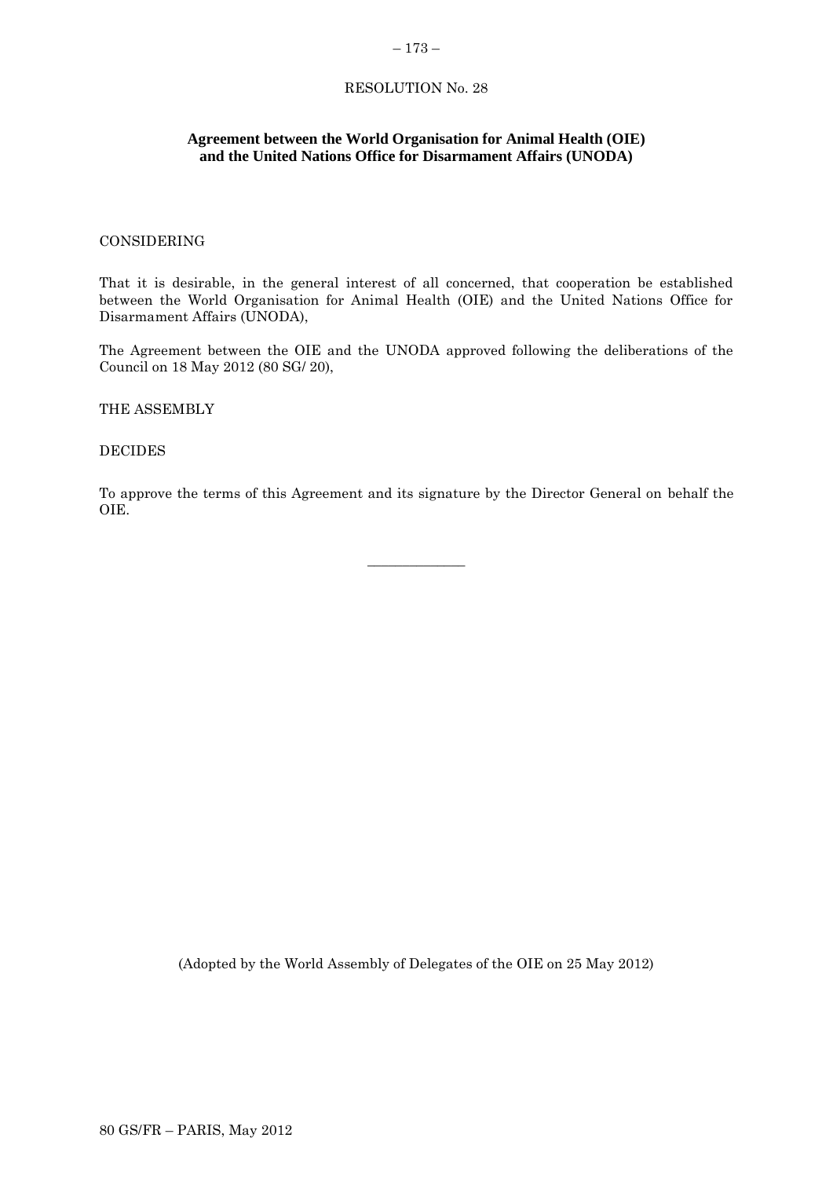RESOLUTION No. 28

**Agreement between the World Organisation for Animal Health (OIE) and the United Nations Office for Disarmament Affairs (UNODA)**

CONSIDERING

That it is desirable, in the general interest of all concerned, that cooperation be established between the World Organisation for Animal Health (OIE) and the United Nations Office for Disarmament Affairs (UNODA),

The Agreement between the OIE and the UNODA approved following the deliberations of the Council on 18 May 2012 (80 SG/ 20),

THE ASSEMBLY

DECIDES

To approve the terms of this Agreement and its signature by the Director General on behalf the OIE.

---

(Adopted by the World Assembly of Delegates of the OIE on 25 May 2012)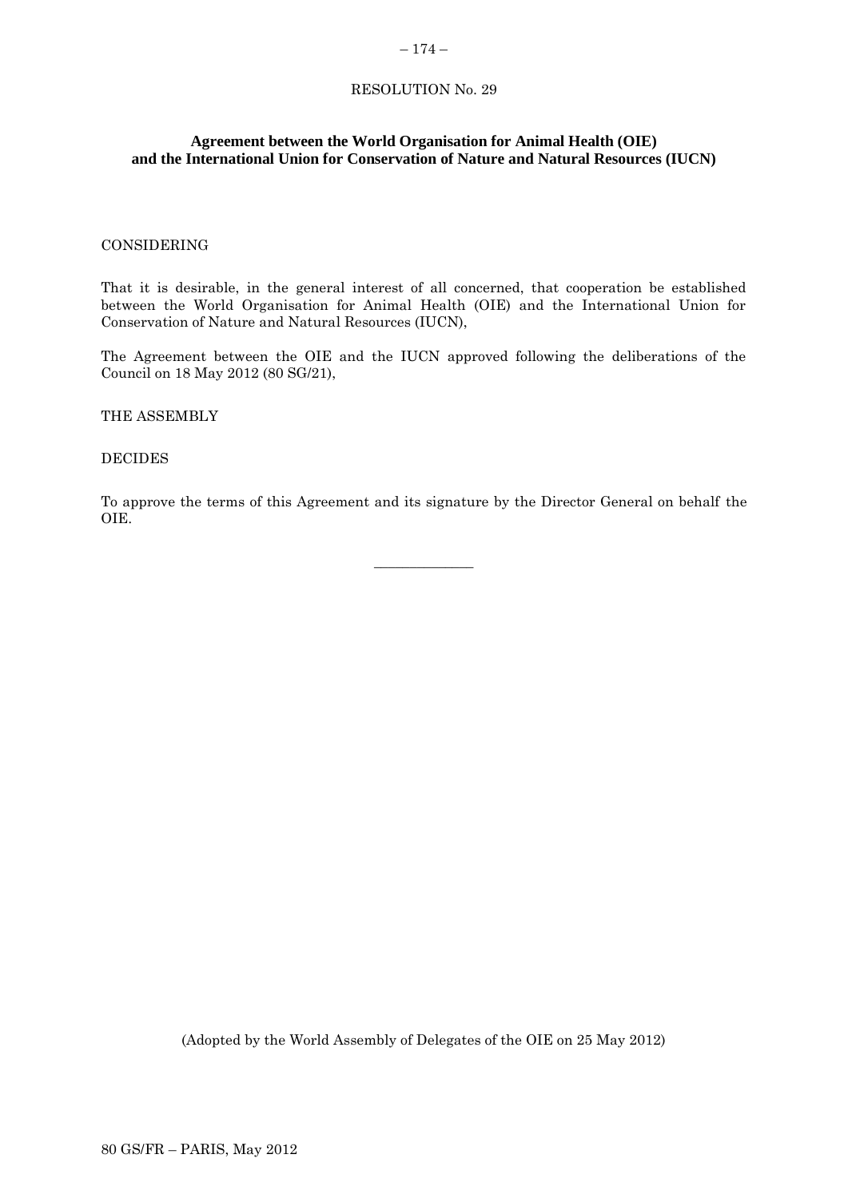# RESOLUTION No. 29

## Agreement between the World Organisation for Animal Health (OIE) and the International Union for Conservation of Nature and Natural Resources (IUCN)

CONSIDERING

That it is desirable, in the general interest of all concerned, that cooperation be established between the World Organisation for Animal Health (OIE) and the International Union for Conservation of Nature and Natural Resources (IUCN),

The Agreement between the OIE and the IUCN approved following the deliberations of the Council on 18 May 2012 (80 SG/21),

THE ASSEMBLY

DECIDES

To approve the terms of this Agreement and its signature by the Director General on behalf the OIE.

_____________

(Adopted by the World Assembly of Delegates of the OIE on 25 May 2012)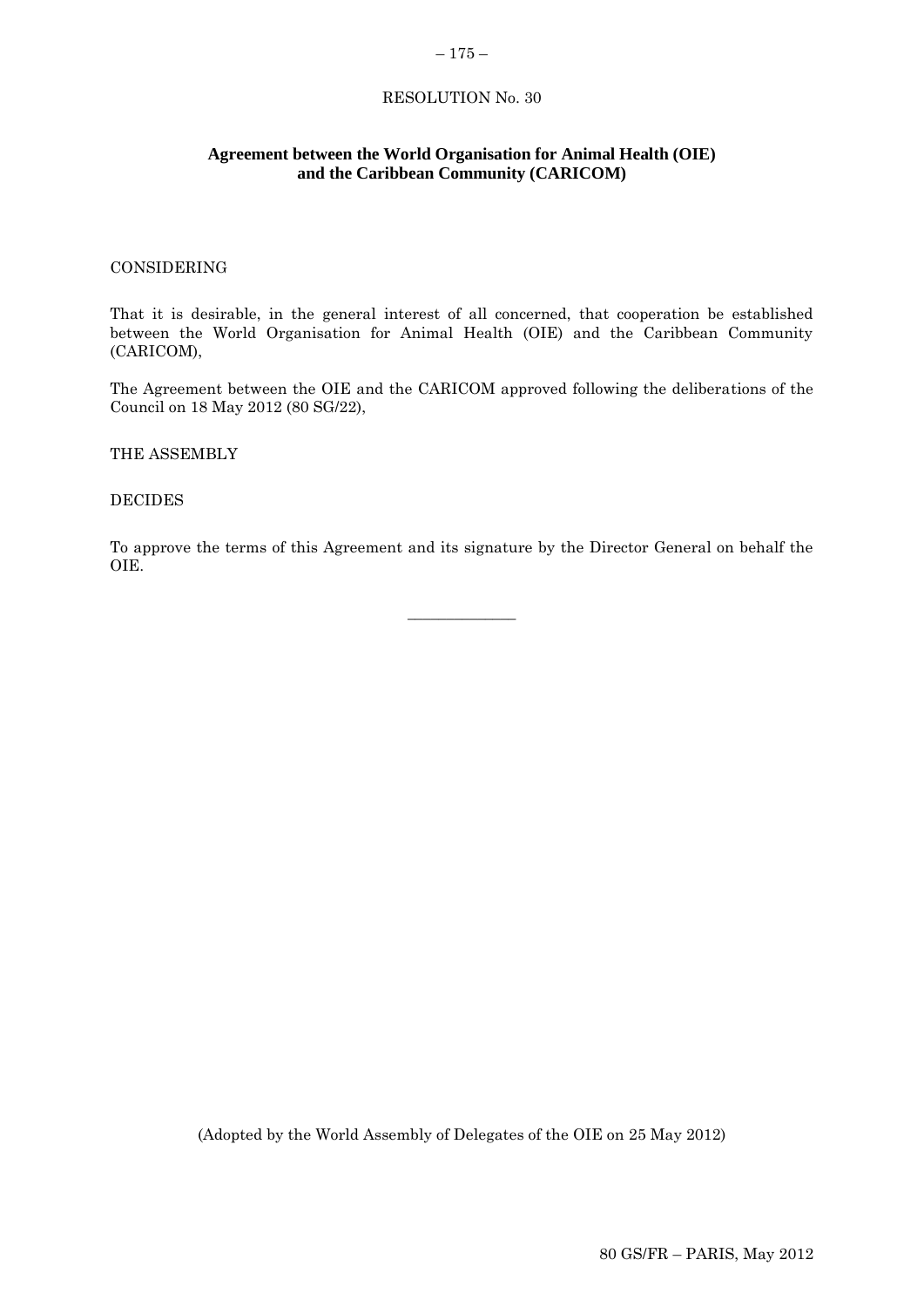# RESOLUTION No. 30

## Agreement between the World Organisation for Animal Health (OIE) and the Caribbean Community (CARICOM)

CONSIDERING

That it is desirable, in the general interest of all concerned, that cooperation be established between the World Organisation for Animal Health (OIE) and the Caribbean Community (CARICOM),

The Agreement between the OIE and the CARICOM approved following the deliberations of the Council on 18 May 2012 (80 SG/22),

THE ASSEMBLY

DECIDES

To approve the terms of this Agreement and its signature by the Director General on behalf the OIE.

---

(Adopted by the World Assembly of Delegates of the OIE on 25 May 2012)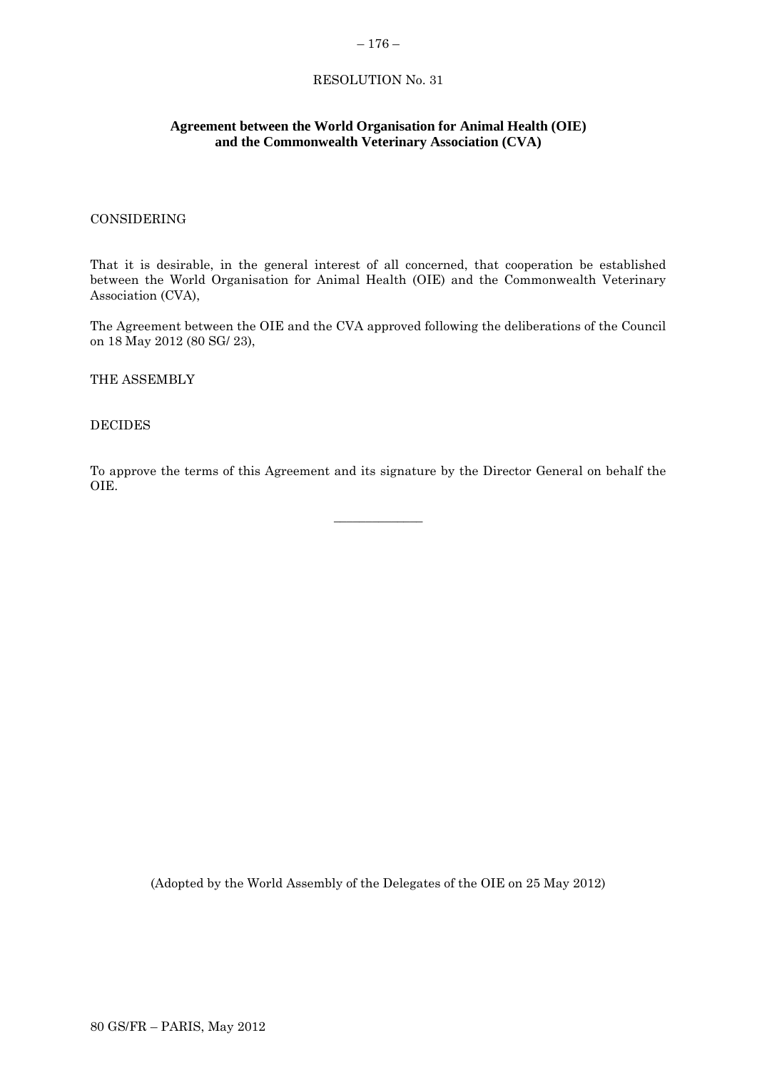RESOLUTION No. 31

**Agreement between the World Organisation for Animal Health (OIE) and the Commonwealth Veterinary Association (CVA)**

CONSIDERING

That it is desirable, in the general interest of all concerned, that cooperation be established between the World Organisation for Animal Health (OIE) and the Commonwealth Veterinary Association (CVA),

The Agreement between the OIE and the CVA approved following the deliberations of the Council on 18 May 2012 (80 SG/ 23),

THE ASSEMBLY

DECIDES

To approve the terms of this Agreement and its signature by the Director General on behalf the OIE.

---

(Adopted by the World Assembly of the Delegates of the OIE on 25 May 2012)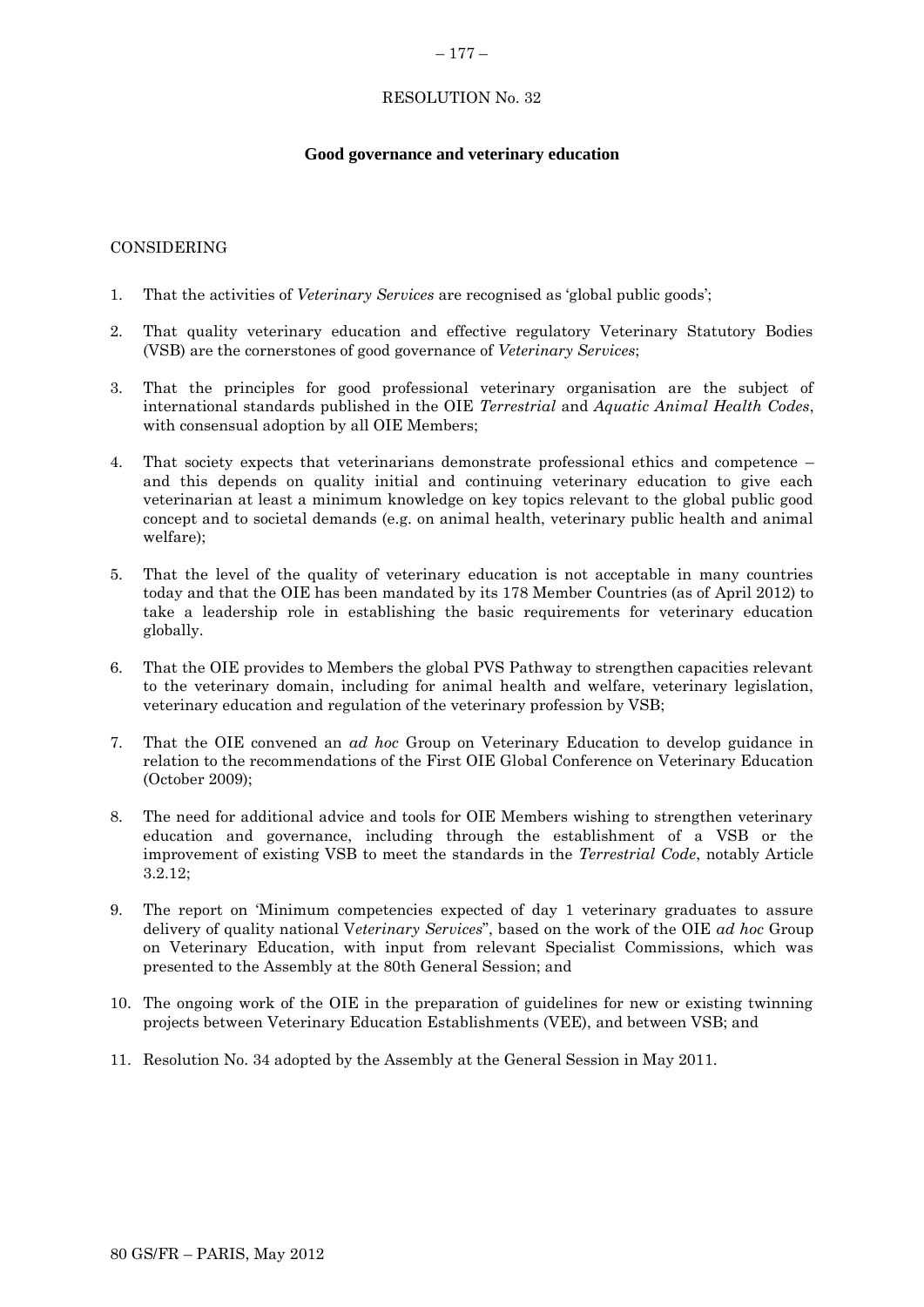RESOLUTION No. 32

## Good governance and veterinary education

CONSIDERING

1. That the activities of *Veterinary Services* are recognised as 'global public goods';

2. That quality veterinary education and effective regulatory Veterinary Statutory Bodies (VSB) are the cornerstones of good governance of *Veterinary Services*;

3. That the principles for good professional veterinary organisation are the subject of international standards published in the OIE *Terrestrial* and *Aquatic Animal Health Codes*, with consensual adoption by all OIE Members;

4. That society expects that veterinarians demonstrate professional ethics and competence – and this depends on quality initial and continuing veterinary education to give each veterinarian at least a minimum knowledge on key topics relevant to the global public good concept and to societal demands (e.g. on animal health, veterinary public health and animal welfare);

5. That the level of the quality of veterinary education is not acceptable in many countries today and that the OIE has been mandated by its 178 Member Countries (as of April 2012) to take a leadership role in establishing the basic requirements for veterinary education globally.

6. That the OIE provides to Members the global PVS Pathway to strengthen capacities relevant to the veterinary domain, including for animal health and welfare, veterinary legislation, veterinary education and regulation of the veterinary profession by VSB;

7. That the OIE convened an *ad hoc* Group on Veterinary Education to develop guidance in relation to the recommendations of the First OIE Global Conference on Veterinary Education (October 2009);

8. The need for additional advice and tools for OIE Members wishing to strengthen veterinary education and governance, including through the establishment of a VSB or the improvement of existing VSB to meet the standards in the *Terrestrial Code*, notably Article 3.2.12;

9. The report on 'Minimum competencies expected of day 1 veterinary graduates to assure delivery of quality national V*eterinary Services*", based on the work of the OIE *ad hoc* Group on Veterinary Education, with input from relevant Specialist Commissions, which was presented to the Assembly at the 80th General Session; and

10. The ongoing work of the OIE in the preparation of guidelines for new or existing twinning projects between Veterinary Education Establishments (VEE), and between VSB; and

11. Resolution No. 34 adopted by the Assembly at the General Session in May 2011.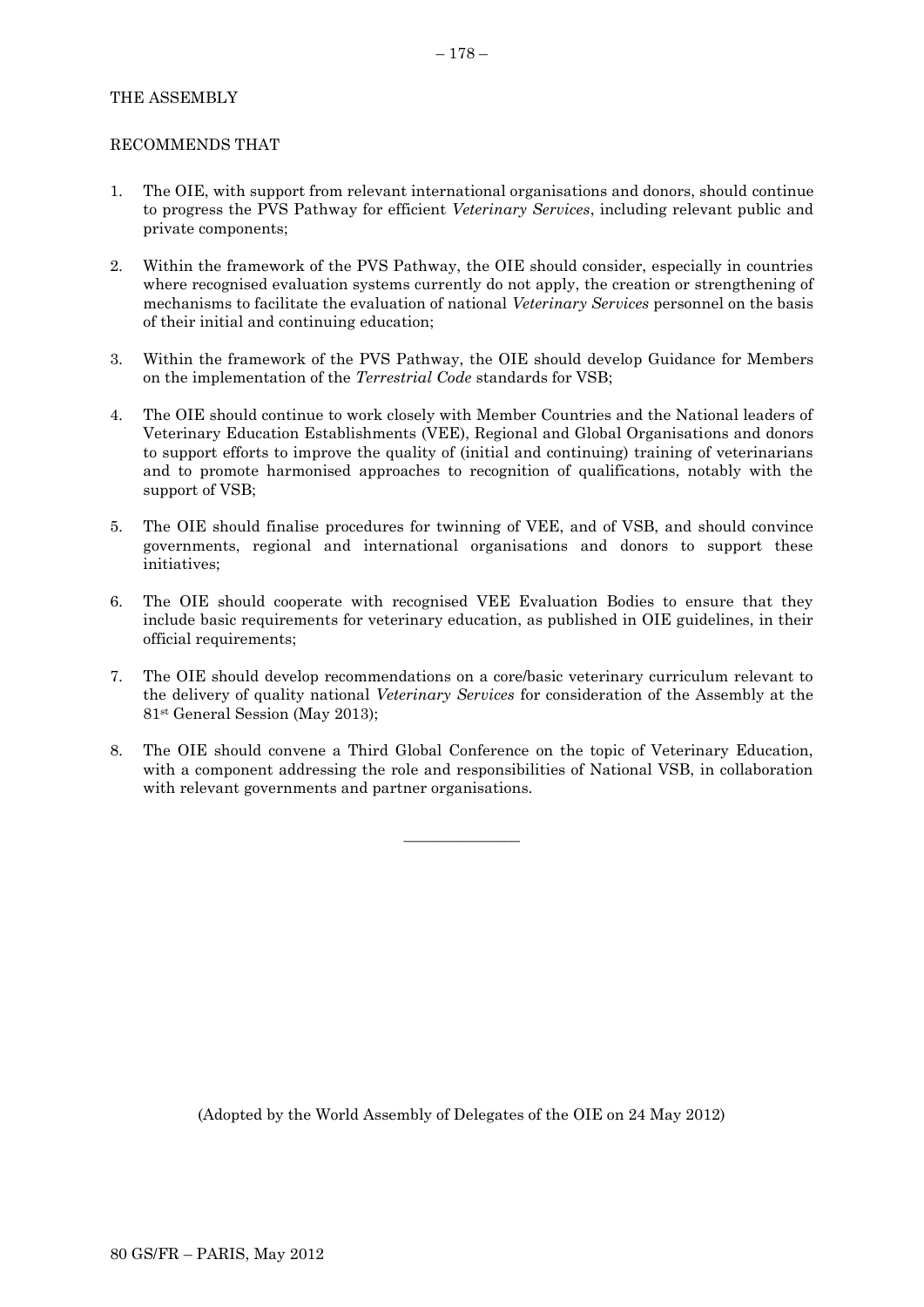THE ASSEMBLY

RECOMMENDS THAT

1. The OIE, with support from relevant international organisations and donors, should continue to progress the PVS Pathway for efficient *Veterinary Services*, including relevant public and private components;

2. Within the framework of the PVS Pathway, the OIE should consider, especially in countries where recognised evaluation systems currently do not apply, the creation or strengthening of mechanisms to facilitate the evaluation of national *Veterinary Services* personnel on the basis of their initial and continuing education;

3. Within the framework of the PVS Pathway, the OIE should develop Guidance for Members on the implementation of the *Terrestrial Code* standards for VSB;

4. The OIE should continue to work closely with Member Countries and the National leaders of Veterinary Education Establishments (VEE), Regional and Global Organisations and donors to support efforts to improve the quality of (initial and continuing) training of veterinarians and to promote harmonised approaches to recognition of qualifications, notably with the support of VSB;

5. The OIE should finalise procedures for twinning of VEE, and of VSB, and should convince governments, regional and international organisations and donors to support these initiatives;

6. The OIE should cooperate with recognised VEE Evaluation Bodies to ensure that they include basic requirements for veterinary education, as published in OIE guidelines, in their official requirements;

7. The OIE should develop recommendations on a core/basic veterinary curriculum relevant to the delivery of quality national *Veterinary Services* for consideration of the Assembly at the 81st General Session (May 2013);

8. The OIE should convene a Third Global Conference on the topic of Veterinary Education, with a component addressing the role and responsibilities of National VSB, in collaboration with relevant governments and partner organisations.

---

(Adopted by the World Assembly of Delegates of the OIE on 24 May 2012)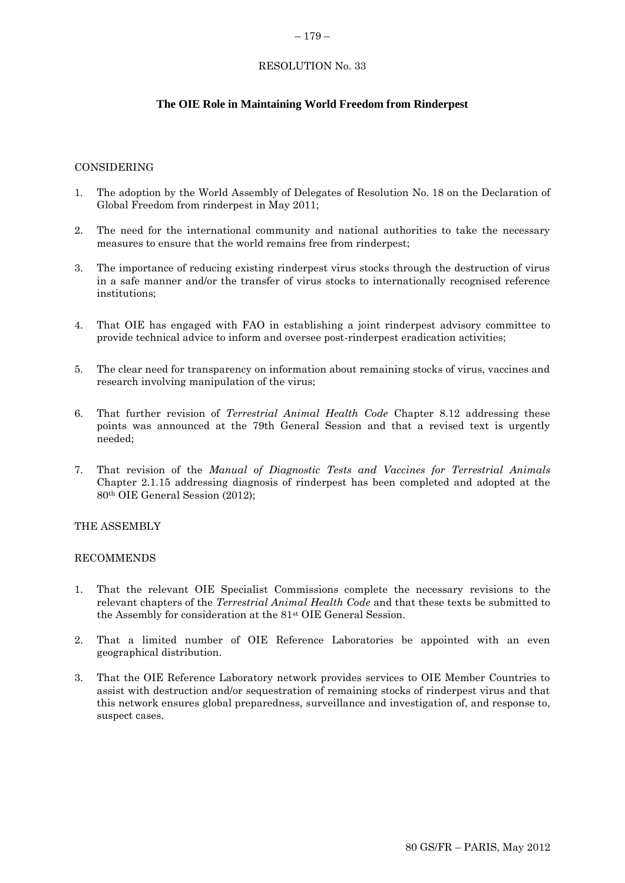# RESOLUTION No. 33

## The OIE Role in Maintaining World Freedom from Rinderpest

CONSIDERING

1. The adoption by the World Assembly of Delegates of Resolution No. 18 on the Declaration of Global Freedom from rinderpest in May 2011;
2. The need for the international community and national authorities to take the necessary measures to ensure that the world remains free from rinderpest;
3. The importance of reducing existing rinderpest virus stocks through the destruction of virus in a safe manner and/or the transfer of virus stocks to internationally recognised reference institutions;
4. That OIE has engaged with FAO in establishing a joint rinderpest advisory committee to provide technical advice to inform and oversee post-rinderpest eradication activities;
5. The clear need for transparency on information about remaining stocks of virus, vaccines and research involving manipulation of the virus;
6. That further revision of *Terrestrial Animal Health Code* Chapter 8.12 addressing these points was announced at the 79th General Session and that a revised text is urgently needed;
7. That revision of the *Manual of Diagnostic Tests and Vaccines for Terrestrial Animals* Chapter 2.1.15 addressing diagnosis of rinderpest has been completed and adopted at the 80th OIE General Session (2012);

THE ASSEMBLY

RECOMMENDS

1. That the relevant OIE Specialist Commissions complete the necessary revisions to the relevant chapters of the *Terrestrial Animal Health Code* and that these texts be submitted to the Assembly for consideration at the 81st OIE General Session.
2. That a limited number of OIE Reference Laboratories be appointed with an even geographical distribution.
3. That the OIE Reference Laboratory network provides services to OIE Member Countries to assist with destruction and/or sequestration of remaining stocks of rinderpest virus and that this network ensures global preparedness, surveillance and investigation of, and response to, suspect cases.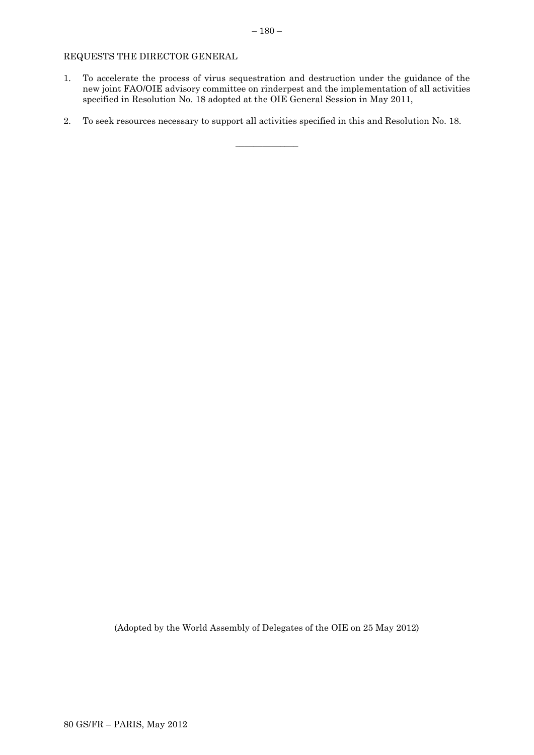REQUESTS THE DIRECTOR GENERAL

1. To accelerate the process of virus sequestration and destruction under the guidance of the new joint FAO/OIE advisory committee on rinderpest and the implementation of all activities specified in Resolution No. 18 adopted at the OIE General Session in May 2011,

2. To seek resources necessary to support all activities specified in this and Resolution No. 18.

_______________

(Adopted by the World Assembly of Delegates of the OIE on 25 May 2012)